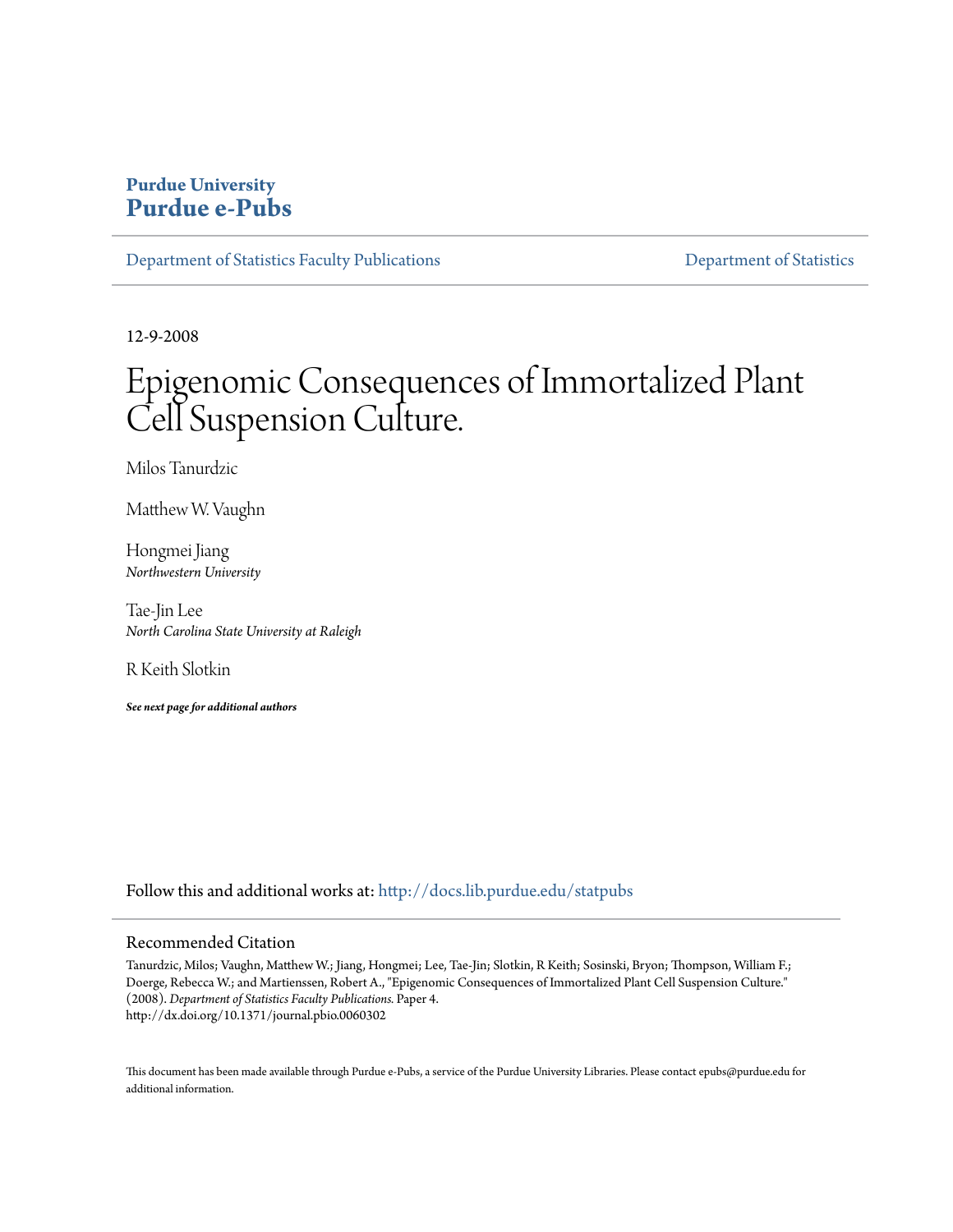**Purdue University**
# Purdue e-Pubs

Department of Statistics Faculty Publications | Department of Statistics

12-9-2008

# Epigenomic Consequences of Immortalized Plant Cell Suspension Culture.

Milos Tanurdzic

Matthew W. Vaughn

Hongmei Jiang
*Northwestern University*

Tae-Jin Lee
*North Carolina State University at Raleigh*

R Keith Slotkin

***See next page for additional authors***

Follow this and additional works at: http://docs.lib.purdue.edu/statpubs

## Recommended Citation

Tanurdzic, Milos; Vaughn, Matthew W.; Jiang, Hongmei; Lee, Tae-Jin; Slotkin, R Keith; Sosinski, Bryon; Thompson, William F.; Doerge, Rebecca W.; and Martienssen, Robert A., "Epigenomic Consequences of Immortalized Plant Cell Suspension Culture." (2008). *Department of Statistics Faculty Publications.* Paper 4.
http://dx.doi.org/10.1371/journal.pbio.0060302

This document has been made available through Purdue e-Pubs, a service of the Purdue University Libraries. Please contact epubs@purdue.edu for additional information.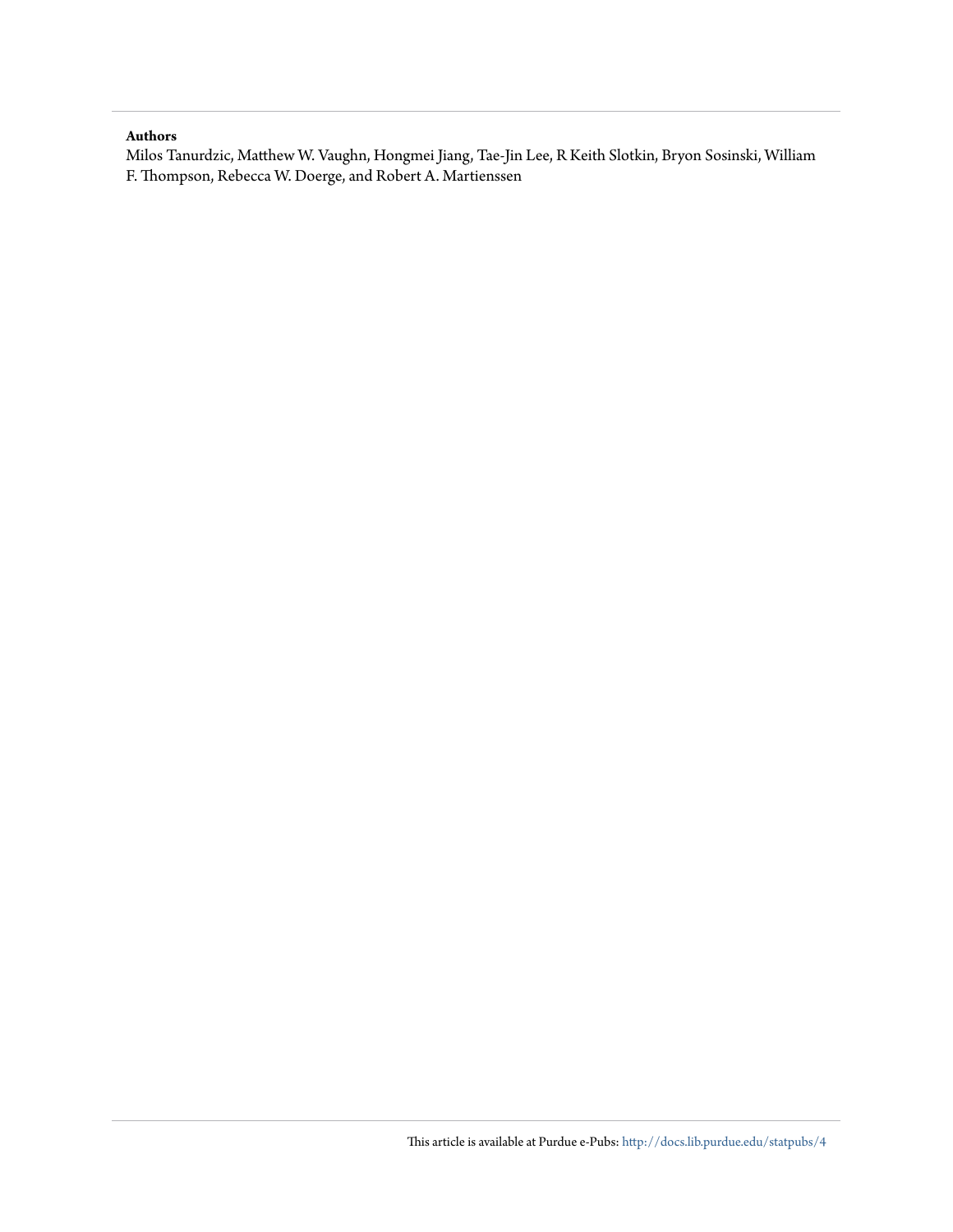**Authors**

Milos Tanurdzic, Matthew W. Vaughn, Hongmei Jiang, Tae-Jin Lee, R Keith Slotkin, Bryon Sosinski, William F. Thompson, Rebecca W. Doerge, and Robert A. Martienssen

This article is available at Purdue e-Pubs: http://docs.lib.purdue.edu/statpubs/4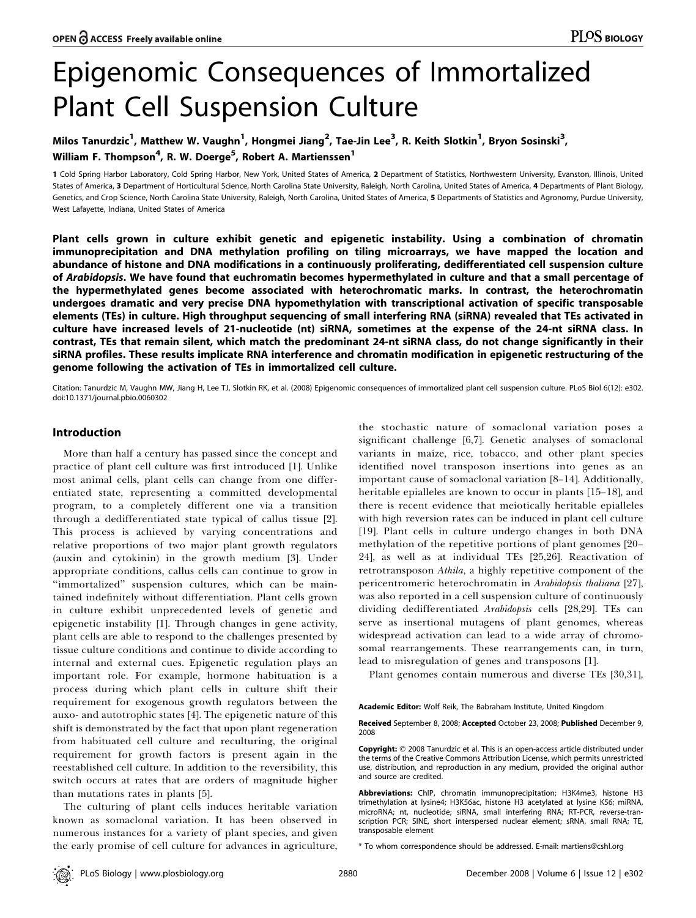# Epigenomic Consequences of Immortalized Plant Cell Suspension Culture

Milos Tanurdzic[1], Matthew W. Vaughn[1], Hongmei Jiang[2], Tae-Jin Lee[3], R. Keith Slotkin[1], Bryon Sosinski[3], William F. Thompson[4], R. W. Doerge[5], Robert A. Martienssen[1]

**1** Cold Spring Harbor Laboratory, Cold Spring Harbor, New York, United States of America, **2** Department of Statistics, Northwestern University, Evanston, Illinois, United States of America, **3** Department of Horticultural Science, North Carolina State University, Raleigh, North Carolina, United States of America, **4** Departments of Plant Biology, Genetics, and Crop Science, North Carolina State University, Raleigh, North Carolina, United States of America, **5** Departments of Statistics and Agronomy, Purdue University, West Lafayette, Indiana, United States of America

**Plant cells grown in culture exhibit genetic and epigenetic instability. Using a combination of chromatin immunoprecipitation and DNA methylation profiling on tiling microarrays, we have mapped the location and abundance of histone and DNA modifications in a continuously proliferating, dedifferentiated cell suspension culture of *Arabidopsis*. We have found that euchromatin becomes hypermethylated in culture and that a small percentage of the hypermethylated genes become associated with heterochromatic marks. In contrast, the heterochromatin undergoes dramatic and very precise DNA hypomethylation with transcriptional activation of specific transposable elements (TEs) in culture. High throughput sequencing of small interfering RNA (siRNA) revealed that TEs activated in culture have increased levels of 21-nucleotide (nt) siRNA, sometimes at the expense of the 24-nt siRNA class. In contrast, TEs that remain silent, which match the predominant 24-nt siRNA class, do not change significantly in their siRNA profiles. These results implicate RNA interference and chromatin modification in epigenetic restructuring of the genome following the activation of TEs in immortalized cell culture.**

Citation: Tanurdzic M, Vaughn MW, Jiang H, Lee TJ, Slotkin RK, et al. (2008) Epigenomic consequences of immortalized plant cell suspension culture. PLoS Biol 6(12): e302. doi:10.1371/journal.pbio.0060302

## Introduction

More than half a century has passed since the concept and practice of plant cell culture was first introduced [1]. Unlike most animal cells, plant cells can change from one differentiated state, representing a committed developmental program, to a completely different one via a transition through a dedifferentiated state typical of callus tissue [2]. This process is achieved by varying concentrations and relative proportions of two major plant growth regulators (auxin and cytokinin) in the growth medium [3]. Under appropriate conditions, callus cells can continue to grow in "immortalized" suspension cultures, which can be maintained indefinitely without differentiation. Plant cells grown in culture exhibit unprecedented levels of genetic and epigenetic instability [1]. Through changes in gene activity, plant cells are able to respond to the challenges presented by tissue culture conditions and continue to divide according to internal and external cues. Epigenetic regulation plays an important role. For example, hormone habituation is a process during which plant cells in culture shift their requirement for exogenous growth regulators between the auxo- and autotrophic states [4]. The epigenetic nature of this shift is demonstrated by the fact that upon plant regeneration from habituated cell culture and reculturing, the original requirement for growth factors is present again in the reestablished cell culture. In addition to the reversibility, this switch occurs at rates that are orders of magnitude higher than mutations rates in plants [5].

The culturing of plant cells induces heritable variation known as somaclonal variation. It has been observed in numerous instances for a variety of plant species, and given the early promise of cell culture for advances in agriculture, the stochastic nature of somaclonal variation poses a significant challenge [6,7]. Genetic analyses of somaclonal variants in maize, rice, tobacco, and other plant species identified novel transposon insertions into genes as an important cause of somaclonal variation [8–14]. Additionally, heritable epialleles are known to occur in plants [15–18], and there is recent evidence that meiotically heritable epialleles with high reversion rates can be induced in plant cell culture [19]. Plant cells in culture undergo changes in both DNA methylation of the repetitive portions of plant genomes [20–24], as well as at individual TEs [25,26]. Reactivation of retrotransposon *Athila*, a highly repetitive component of the pericentromeric heterochromatin in *Arabidopsis thaliana* [27], was also reported in a cell suspension culture of continuously dividing dedifferentiated *Arabidopsis* cells [28,29]. TEs can serve as insertional mutagens of plant genomes, whereas widespread activation can lead to a wide array of chromosomal rearrangements. These rearrangements can, in turn, lead to misregulation of genes and transposons [1].

Plant genomes contain numerous and diverse TEs [30,31],

**Academic Editor:** Wolf Reik, The Babraham Institute, United Kingdom

**Received** September 8, 2008; **Accepted** October 23, 2008; **Published** December 9, 2008

**Copyright:** © 2008 Tanurdzic et al. This is an open-access article distributed under the terms of the Creative Commons Attribution License, which permits unrestricted use, distribution, and reproduction in any medium, provided the original author and source are credited.

**Abbreviations:** ChIP, chromatin immunoprecipitation; H3K4me3, histone H3 trimethylation at lysine4; H3K56ac, histone H3 acetylated at lysine K56; miRNA, microRNA; nt, nucleotide; siRNA, small interfering RNA; RT-PCR, reverse-transcription PCR; SINE, short interspersed nuclear element; sRNA, small RNA; TE, transposable element

\* To whom correspondence should be addressed. E-mail: martiens@cshl.org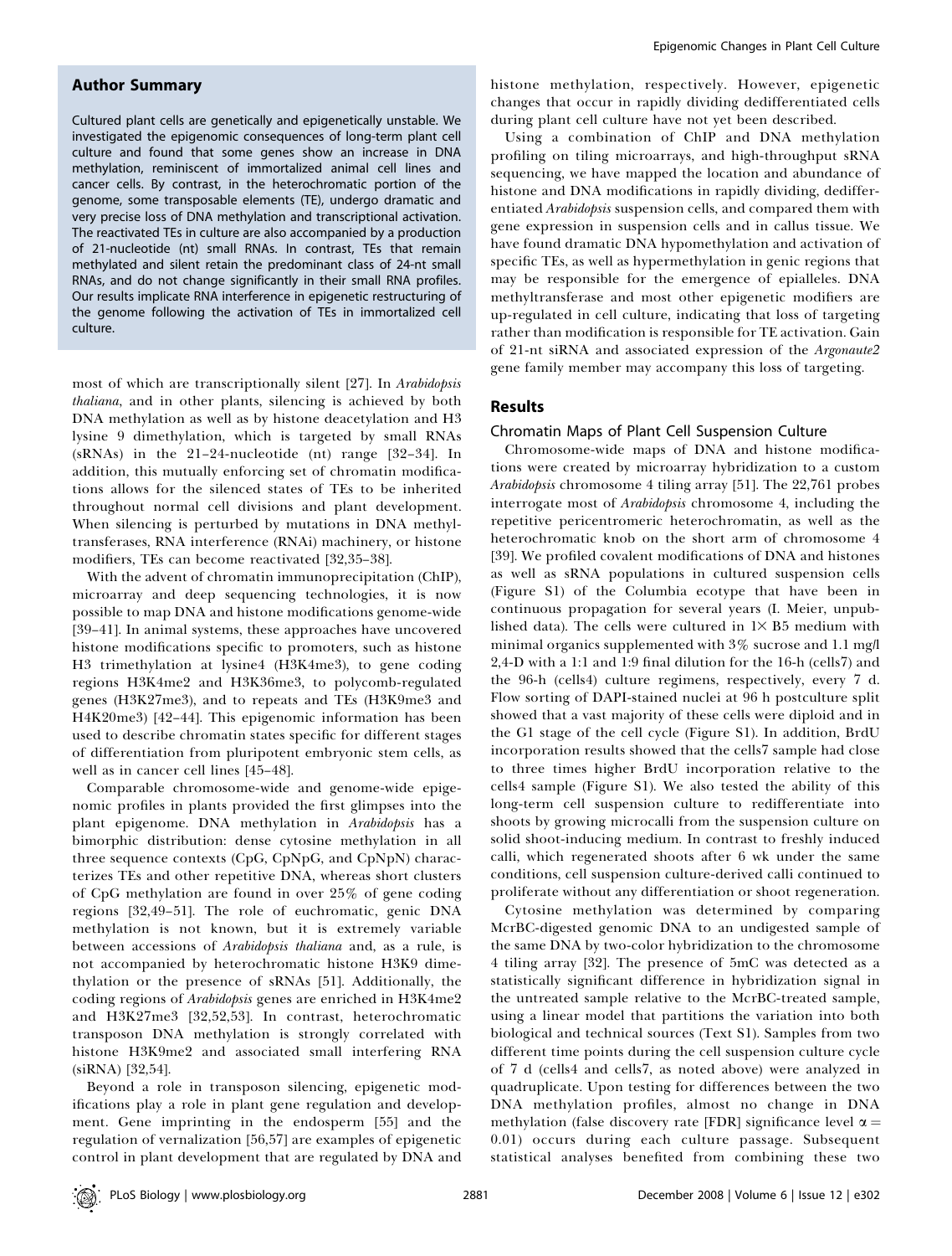## Author Summary

Cultured plant cells are genetically and epigenetically unstable. We investigated the epigenomic consequences of long-term plant cell culture and found that some genes show an increase in DNA methylation, reminiscent of immortalized animal cell lines and cancer cells. By contrast, in the heterochromatic portion of the genome, some transposable elements (TE), undergo dramatic and very precise loss of DNA methylation and transcriptional activation. The reactivated TEs in culture are also accompanied by a production of 21-nucleotide (nt) small RNAs. In contrast, TEs that remain methylated and silent retain the predominant class of 24-nt small RNAs, and do not change significantly in their small RNA profiles. Our results implicate RNA interference in epigenetic restructuring of the genome following the activation of TEs in immortalized cell culture.

most of which are transcriptionally silent [27]. In *Arabidopsis thaliana*, and in other plants, silencing is achieved by both DNA methylation as well as by histone deacetylation and H3 lysine 9 dimethylation, which is targeted by small RNAs (sRNAs) in the 21–24-nucleotide (nt) range [32–34]. In addition, this mutually enforcing set of chromatin modifications allows for the silenced states of TEs to be inherited throughout normal cell divisions and plant development. When silencing is perturbed by mutations in DNA methyltransferases, RNA interference (RNAi) machinery, or histone modifiers, TEs can become reactivated [32,35–38].

With the advent of chromatin immunoprecipitation (ChIP), microarray and deep sequencing technologies, it is now possible to map DNA and histone modifications genome-wide [39–41]. In animal systems, these approaches have uncovered histone modifications specific to promoters, such as histone H3 trimethylation at lysine4 (H3K4me3), to gene coding regions H3K4me2 and H3K36me3, to polycomb-regulated genes (H3K27me3), and to repeats and TEs (H3K9me3 and H4K20me3) [42–44]. This epigenomic information has been used to describe chromatin states specific for different stages of differentiation from pluripotent embryonic stem cells, as well as in cancer cell lines [45–48].

Comparable chromosome-wide and genome-wide epigenomic profiles in plants provided the first glimpses into the plant epigenome. DNA methylation in *Arabidopsis* has a bimorphic distribution: dense cytosine methylation in all three sequence contexts (CpG, CpNpG, and CpNpN) characterizes TEs and other repetitive DNA, whereas short clusters of CpG methylation are found in over 25% of gene coding regions [32,49–51]. The role of euchromatic, genic DNA methylation is not known, but it is extremely variable between accessions of *Arabidopsis thaliana* and, as a rule, is not accompanied by heterochromatic histone H3K9 dimethylation or the presence of sRNAs [51]. Additionally, the coding regions of *Arabidopsis* genes are enriched in H3K4me2 and H3K27me3 [32,52,53]. In contrast, heterochromatic transposon DNA methylation is strongly correlated with histone H3K9me2 and associated small interfering RNA (siRNA) [32,54].

Beyond a role in transposon silencing, epigenetic modifications play a role in plant gene regulation and development. Gene imprinting in the endosperm [55] and the regulation of vernalization [56,57] are examples of epigenetic control in plant development that are regulated by DNA and histone methylation, respectively. However, epigenetic changes that occur in rapidly dividing dedifferentiated cells during plant cell culture have not yet been described.

Using a combination of ChIP and DNA methylation profiling on tiling microarrays, and high-throughput sRNA sequencing, we have mapped the location and abundance of histone and DNA modifications in rapidly dividing, dedifferentiated *Arabidopsis* suspension cells, and compared them with gene expression in suspension cells and in callus tissue. We have found dramatic DNA hypomethylation and activation of specific TEs, as well as hypermethylation in genic regions that may be responsible for the emergence of epialleles. DNA methyltransferase and most other epigenetic modifiers are up-regulated in cell culture, indicating that loss of targeting rather than modification is responsible for TE activation. Gain of 21-nt siRNA and associated expression of the *Argonaute2* gene family member may accompany this loss of targeting.

## Results

### Chromatin Maps of Plant Cell Suspension Culture

Chromosome-wide maps of DNA and histone modifications were created by microarray hybridization to a custom *Arabidopsis* chromosome 4 tiling array [51]. The 22,761 probes interrogate most of *Arabidopsis* chromosome 4, including the repetitive pericentromeric heterochromatin, as well as the heterochromatic knob on the short arm of chromosome 4 [39]. We profiled covalent modifications of DNA and histones as well as sRNA populations in cultured suspension cells (Figure S1) of the Columbia ecotype that have been in continuous propagation for several years (I. Meier, unpublished data). The cells were cultured in 1× B5 medium with minimal organics supplemented with 3% sucrose and 1.1 mg/l 2,4-D with a 1:1 and 1:9 final dilution for the 16-h (cells7) and the 96-h (cells4) culture regimens, respectively, every 7 d. Flow sorting of DAPI-stained nuclei at 96 h postculture split showed that a vast majority of these cells were diploid and in the G1 stage of the cell cycle (Figure S1). In addition, BrdU incorporation results showed that the cells7 sample had close to three times higher BrdU incorporation relative to the cells4 sample (Figure S1). We also tested the ability of this long-term cell suspension culture to redifferentiate into shoots by growing microcalli from the suspension culture on solid shoot-inducing medium. In contrast to freshly induced calli, which regenerated shoots after 6 wk under the same conditions, cell suspension culture-derived calli continued to proliferate without any differentiation or shoot regeneration.

Cytosine methylation was determined by comparing McrBC-digested genomic DNA to an undigested sample of the same DNA by two-color hybridization to the chromosome 4 tiling array [32]. The presence of 5mC was detected as a statistically significant difference in hybridization signal in the untreated sample relative to the McrBC-treated sample, using a linear model that partitions the variation into both biological and technical sources (Text S1). Samples from two different time points during the cell suspension culture cycle of 7 d (cells4 and cells7, as noted above) were analyzed in quadruplicate. Upon testing for differences between the two DNA methylation profiles, almost no change in DNA methylation (false discovery rate [FDR] significance level $\alpha = 0.01$) occurs during each culture passage. Subsequent statistical analyses benefited from combining these two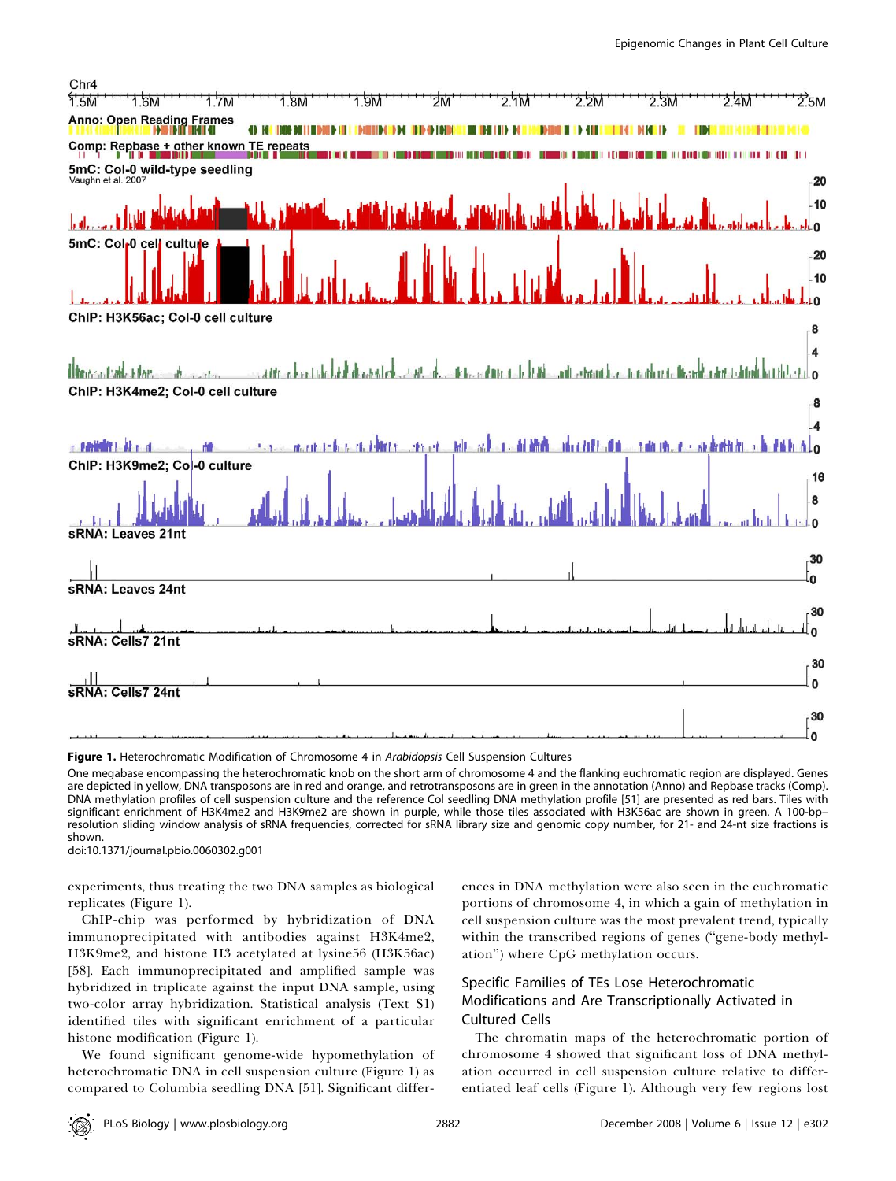**Figure 1.** Heterochromatic Modification of Chromosome 4 in *Arabidopsis* Cell Suspension Cultures

One megabase encompassing the heterochromatic knob on the short arm of chromosome 4 and the flanking euchromatic region are displayed. Genes are depicted in yellow, DNA transposons are in red and orange, and retrotransposons are in green in the annotation (Anno) and Repbase tracks (Comp). DNA methylation profiles of cell suspension culture and the reference Col seedling DNA methylation profile [51] are presented as red bars. Tiles with significant enrichment of H3K4me2 and H3K9me2 are shown in purple, while those tiles associated with H3K56ac are shown in green. A 100-bp–resolution sliding window analysis of sRNA frequencies, corrected for sRNA library size and genomic copy number, for 21- and 24-nt size fractions is shown.

doi:10.1371/journal.pbio.0060302.g001

experiments, thus treating the two DNA samples as biological replicates (Figure 1).

ChIP-chip was performed by hybridization of DNA immunoprecipitated with antibodies against H3K4me2, H3K9me2, and histone H3 acetylated at lysine56 (H3K56ac) [58]. Each immunoprecipitated and amplified sample was hybridized in triplicate against the input DNA sample, using two-color array hybridization. Statistical analysis (Text S1) identified tiles with significant enrichment of a particular histone modification (Figure 1).

We found significant genome-wide hypomethylation of heterochromatic DNA in cell suspension culture (Figure 1) as compared to Columbia seedling DNA [51]. Significant differences in DNA methylation were also seen in the euchromatic portions of chromosome 4, in which a gain of methylation in cell suspension culture was the most prevalent trend, typically within the transcribed regions of genes ("gene-body methylation") where CpG methylation occurs.

## Specific Families of TEs Lose Heterochromatic Modifications and Are Transcriptionally Activated in Cultured Cells

The chromatin maps of the heterochromatic portion of chromosome 4 showed that significant loss of DNA methylation occurred in cell suspension culture relative to differentiated leaf cells (Figure 1). Although very few regions lost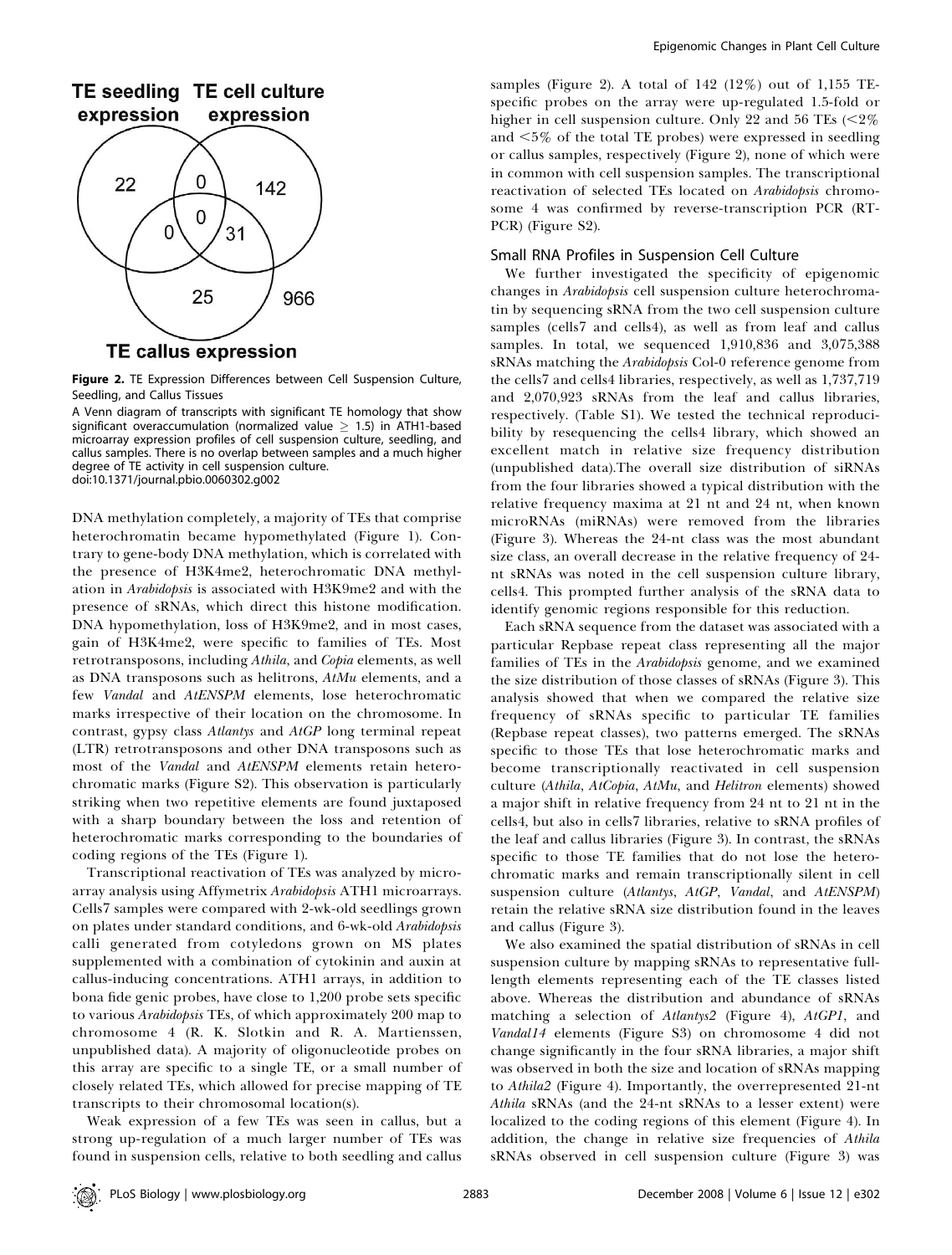**Figure 2.** TE Expression Differences between Cell Suspension Culture, Seedling, and Callus Tissues

A Venn diagram of transcripts with significant TE homology that show significant overaccumulation (normalized value ≥ 1.5) in ATH1-based microarray expression profiles of cell suspension culture, seedling, and callus samples. There is no overlap between samples and a much higher degree of TE activity in cell suspension culture.

doi:10.1371/journal.pbio.0060302.g002

DNA methylation completely, a majority of TEs that comprise heterochromatin became hypomethylated (Figure 1). Contrary to gene-body DNA methylation, which is correlated with the presence of H3K4me2, heterochromatic DNA methylation in *Arabidopsis* is associated with H3K9me2 and with the presence of sRNAs, which direct this histone modification. DNA hypomethylation, loss of H3K9me2, and in most cases, gain of H3K4me2, were specific to families of TEs. Most retrotransposons, including *Athila*, and *Copia* elements, as well as DNA transposons such as helitrons, *AtMu* elements, and a few *Vandal* and *AtENSPM* elements, lose heterochromatic marks irrespective of their location on the chromosome. In contrast, gypsy class *Atlantys* and *AtGP* long terminal repeat (LTR) retrotransposons and other DNA transposons such as most of the *Vandal* and *AtENSPM* elements retain heterochromatic marks (Figure S2). This observation is particularly striking when two repetitive elements are found juxtaposed with a sharp boundary between the loss and retention of heterochromatic marks corresponding to the boundaries of coding regions of the TEs (Figure 1).

Transcriptional reactivation of TEs was analyzed by microarray analysis using Affymetrix *Arabidopsis* ATH1 microarrays. Cells7 samples were compared with 2-wk-old seedlings grown on plates under standard conditions, and 6-wk-old *Arabidopsis* calli generated from cotyledons grown on MS plates supplemented with a combination of cytokinin and auxin at callus-inducing concentrations. ATH1 arrays, in addition to bona fide genic probes, have close to 1,200 probe sets specific to various *Arabidopsis* TEs, of which approximately 200 map to chromosome 4 (R. K. Slotkin and R. A. Martienssen, unpublished data). A majority of oligonucleotide probes on this array are specific to a single TE, or a small number of closely related TEs, which allowed for precise mapping of TE transcripts to their chromosomal location(s).

Weak expression of a few TEs was seen in callus, but a strong up-regulation of a much larger number of TEs was found in suspension cells, relative to both seedling and callus samples (Figure 2). A total of 142 (12%) out of 1,155 TE-specific probes on the array were up-regulated 1.5-fold or higher in cell suspension culture. Only 22 and 56 TEs (<2% and <5% of the total TE probes) were expressed in seedling or callus samples, respectively (Figure 2), none of which were in common with cell suspension samples. The transcriptional reactivation of selected TEs located on *Arabidopsis* chromosome 4 was confirmed by reverse-transcription PCR (RT-PCR) (Figure S2).

## Small RNA Profiles in Suspension Cell Culture

We further investigated the specificity of epigenomic changes in *Arabidopsis* cell suspension culture heterochromatin by sequencing sRNA from the two cell suspension culture samples (cells7 and cells4), as well as from leaf and callus samples. In total, we sequenced 1,910,836 and 3,075,388 sRNAs matching the *Arabidopsis* Col-0 reference genome from the cells7 and cells4 libraries, respectively, as well as 1,737,719 and 2,070,923 sRNAs from the leaf and callus libraries, respectively. (Table S1). We tested the technical reproducibility by resequencing the cells4 library, which showed an excellent match in relative size frequency distribution (unpublished data).The overall size distribution of siRNAs from the four libraries showed a typical distribution with the relative frequency maxima at 21 nt and 24 nt, when known microRNAs (miRNAs) were removed from the libraries (Figure 3). Whereas the 24-nt class was the most abundant size class, an overall decrease in the relative frequency of 24-nt sRNAs was noted in the cell suspension culture library, cells4. This prompted further analysis of the sRNA data to identify genomic regions responsible for this reduction.

Each sRNA sequence from the dataset was associated with a particular Repbase repeat class representing all the major families of TEs in the *Arabidopsis* genome, and we examined the size distribution of those classes of sRNAs (Figure 3). This analysis showed that when we compared the relative size frequency of sRNAs specific to particular TE families (Repbase repeat classes), two patterns emerged. The sRNAs specific to those TEs that lose heterochromatic marks and become transcriptionally reactivated in cell suspension culture (*Athila*, *AtCopia*, *AtMu*, and *Helitron* elements) showed a major shift in relative frequency from 24 nt to 21 nt in the cells4, but also in cells7 libraries, relative to sRNA profiles of the leaf and callus libraries (Figure 3). In contrast, the sRNAs specific to those TE families that do not lose the heterochromatic marks and remain transcriptionally silent in cell suspension culture (*Atlantys*, *AtGP*, *Vandal*, and *AtENSPM*) retain the relative sRNA size distribution found in the leaves and callus (Figure 3).

We also examined the spatial distribution of sRNAs in cell suspension culture by mapping sRNAs to representative full-length elements representing each of the TE classes listed above. Whereas the distribution and abundance of sRNAs matching a selection of *Atlantys2* (Figure 4), *AtGP1*, and *Vandal14* elements (Figure S3) on chromosome 4 did not change significantly in the four sRNA libraries, a major shift was observed in both the size and location of sRNAs mapping to *Athila2* (Figure 4). Importantly, the overrepresented 21-nt *Athila* sRNAs (and the 24-nt sRNAs to a lesser extent) were localized to the coding regions of this element (Figure 4). In addition, the change in relative size frequencies of *Athila* sRNAs observed in cell suspension culture (Figure 3) was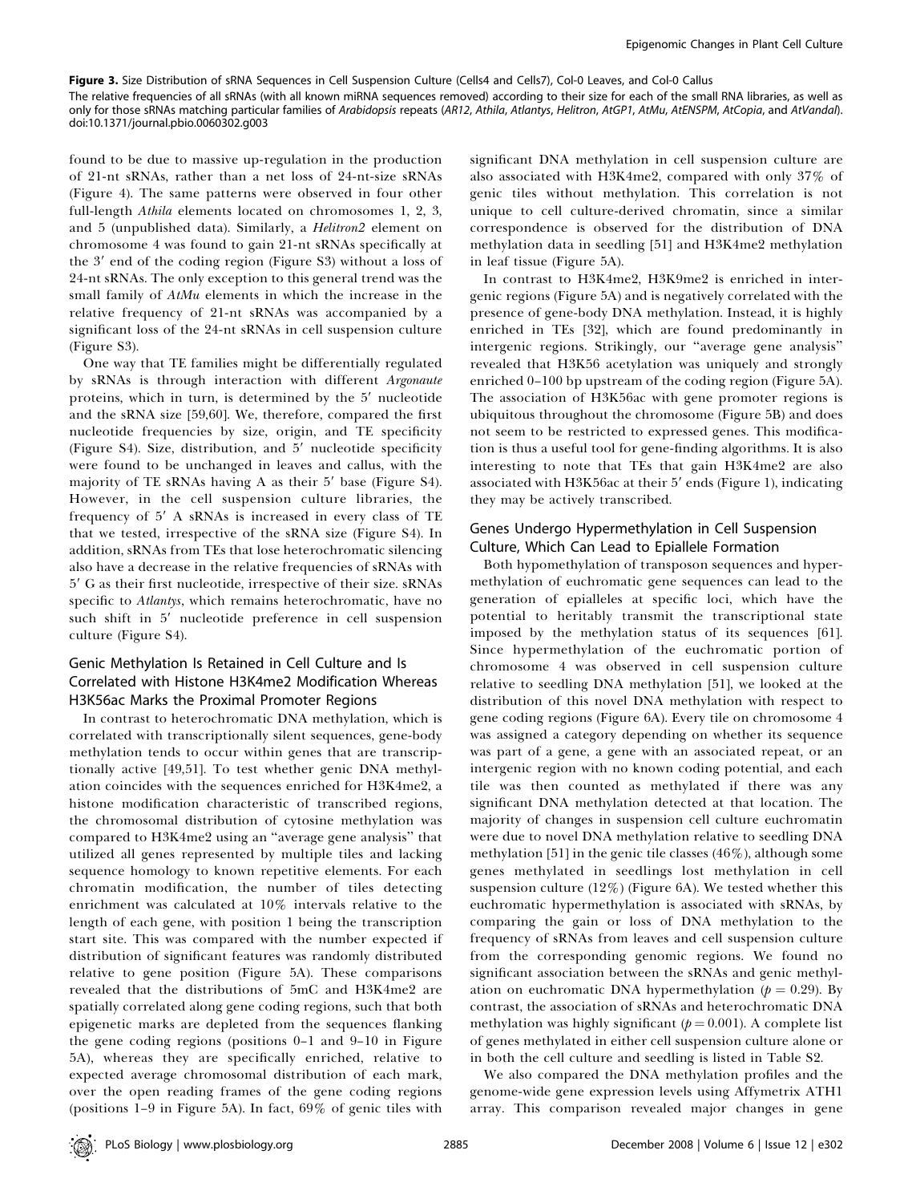**Figure 3.** Size Distribution of sRNA Sequences in Cell Suspension Culture (Cells4 and Cells7), Col-0 Leaves, and Col-0 Callus

The relative frequencies of all sRNAs (with all known miRNA sequences removed) according to their size for each of the small RNA libraries, as well as only for those sRNAs matching particular families of *Arabidopsis* repeats (*AR12*, *Athila*, *Atlantys*, *Helitron*, *AtGP1*, *AtMu*, *AtENSPM*, *AtCopia*, and *AtVandal*).

doi:10.1371/journal.pbio.0060302.g003

found to be due to massive up-regulation in the production of 21-nt sRNAs, rather than a net loss of 24-nt-size sRNAs (Figure 4). The same patterns were observed in four other full-length *Athila* elements located on chromosomes 1, 2, 3, and 5 (unpublished data). Similarly, a *Helitron2* element on chromosome 4 was found to gain 21-nt sRNAs specifically at the 3′ end of the coding region (Figure S3) without a loss of 24-nt sRNAs. The only exception to this general trend was the small family of *AtMu* elements in which the increase in the relative frequency of 21-nt sRNAs was accompanied by a significant loss of the 24-nt sRNAs in cell suspension culture (Figure S3).

One way that TE families might be differentially regulated by sRNAs is through interaction with different *Argonaute* proteins, which in turn, is determined by the 5′ nucleotide and the sRNA size [59,60]. We, therefore, compared the first nucleotide frequencies by size, origin, and TE specificity (Figure S4). Size, distribution, and 5′ nucleotide specificity were found to be unchanged in leaves and callus, with the majority of TE sRNAs having A as their 5′ base (Figure S4). However, in the cell suspension culture libraries, the frequency of 5′ A sRNAs is increased in every class of TE that we tested, irrespective of the sRNA size (Figure S4). In addition, sRNAs from TEs that lose heterochromatic silencing also have a decrease in the relative frequencies of sRNAs with 5′ G as their first nucleotide, irrespective of their size. sRNAs specific to *Atlantys*, which remains heterochromatic, have no such shift in 5′ nucleotide preference in cell suspension culture (Figure S4).

## Genic Methylation Is Retained in Cell Culture and Is Correlated with Histone H3K4me2 Modification Whereas H3K56ac Marks the Proximal Promoter Regions

In contrast to heterochromatic DNA methylation, which is correlated with transcriptionally silent sequences, gene-body methylation tends to occur within genes that are transcriptionally active [49,51]. To test whether genic DNA methylation coincides with the sequences enriched for H3K4me2, a histone modification characteristic of transcribed regions, the chromosomal distribution of cytosine methylation was compared to H3K4me2 using an "average gene analysis" that utilized all genes represented by multiple tiles and lacking sequence homology to known repetitive elements. For each chromatin modification, the number of tiles detecting enrichment was calculated at 10% intervals relative to the length of each gene, with position 1 being the transcription start site. This was compared with the number expected if distribution of significant features was randomly distributed relative to gene position (Figure 5A). These comparisons revealed that the distributions of 5mC and H3K4me2 are spatially correlated along gene coding regions, such that both epigenetic marks are depleted from the sequences flanking the gene coding regions (positions 0–1 and 9–10 in Figure 5A), whereas they are specifically enriched, relative to expected average chromosomal distribution of each mark, over the open reading frames of the gene coding regions (positions 1–9 in Figure 5A). In fact, 69% of genic tiles with significant DNA methylation in cell suspension culture are also associated with H3K4me2, compared with only 37% of genic tiles without methylation. This correlation is not unique to cell culture-derived chromatin, since a similar correspondence is observed for the distribution of DNA methylation data in seedling [51] and H3K4me2 methylation in leaf tissue (Figure 5A).

In contrast to H3K4me2, H3K9me2 is enriched in intergenic regions (Figure 5A) and is negatively correlated with the presence of gene-body DNA methylation. Instead, it is highly enriched in TEs [32], which are found predominantly in intergenic regions. Strikingly, our "average gene analysis" revealed that H3K56 acetylation was uniquely and strongly enriched 0–100 bp upstream of the coding region (Figure 5A). The association of H3K56ac with gene promoter regions is ubiquitous throughout the chromosome (Figure 5B) and does not seem to be restricted to expressed genes. This modification is thus a useful tool for gene-finding algorithms. It is also interesting to note that TEs that gain H3K4me2 are also associated with H3K56ac at their 5′ ends (Figure 1), indicating they may be actively transcribed.

## Genes Undergo Hypermethylation in Cell Suspension Culture, Which Can Lead to Epiallele Formation

Both hypomethylation of transposon sequences and hypermethylation of euchromatic gene sequences can lead to the generation of epialleles at specific loci, which have the potential to heritably transmit the transcriptional state imposed by the methylation status of its sequences [61]. Since hypermethylation of the euchromatic portion of chromosome 4 was observed in cell suspension culture relative to seedling DNA methylation [51], we looked at the distribution of this novel DNA methylation with respect to gene coding regions (Figure 6A). Every tile on chromosome 4 was assigned a category depending on whether its sequence was part of a gene, a gene with an associated repeat, or an intergenic region with no known coding potential, and each tile was then counted as methylated if there was any significant DNA methylation detected at that location. The majority of changes in suspension cell culture euchromatin were due to novel DNA methylation relative to seedling DNA methylation [51] in the genic tile classes (46%), although some genes methylated in seedlings lost methylation in cell suspension culture (12%) (Figure 6A). We tested whether this euchromatic hypermethylation is associated with sRNAs, by comparing the gain or loss of DNA methylation to the frequency of sRNAs from leaves and cell suspension culture from the corresponding genomic regions. We found no significant association between the sRNAs and gene methylation on euchromatic DNA hypermethylation ($p = 0.29$). By contrast, the association of sRNAs and heterochromatic DNA methylation was highly significant ($p = 0.001$). A complete list of genes methylated in either cell suspension culture alone or in both the cell culture and seedling is listed in Table S2.

We also compared the DNA methylation profiles and the genome-wide gene expression levels using Affymetrix ATH1 array. This comparison revealed major changes in gene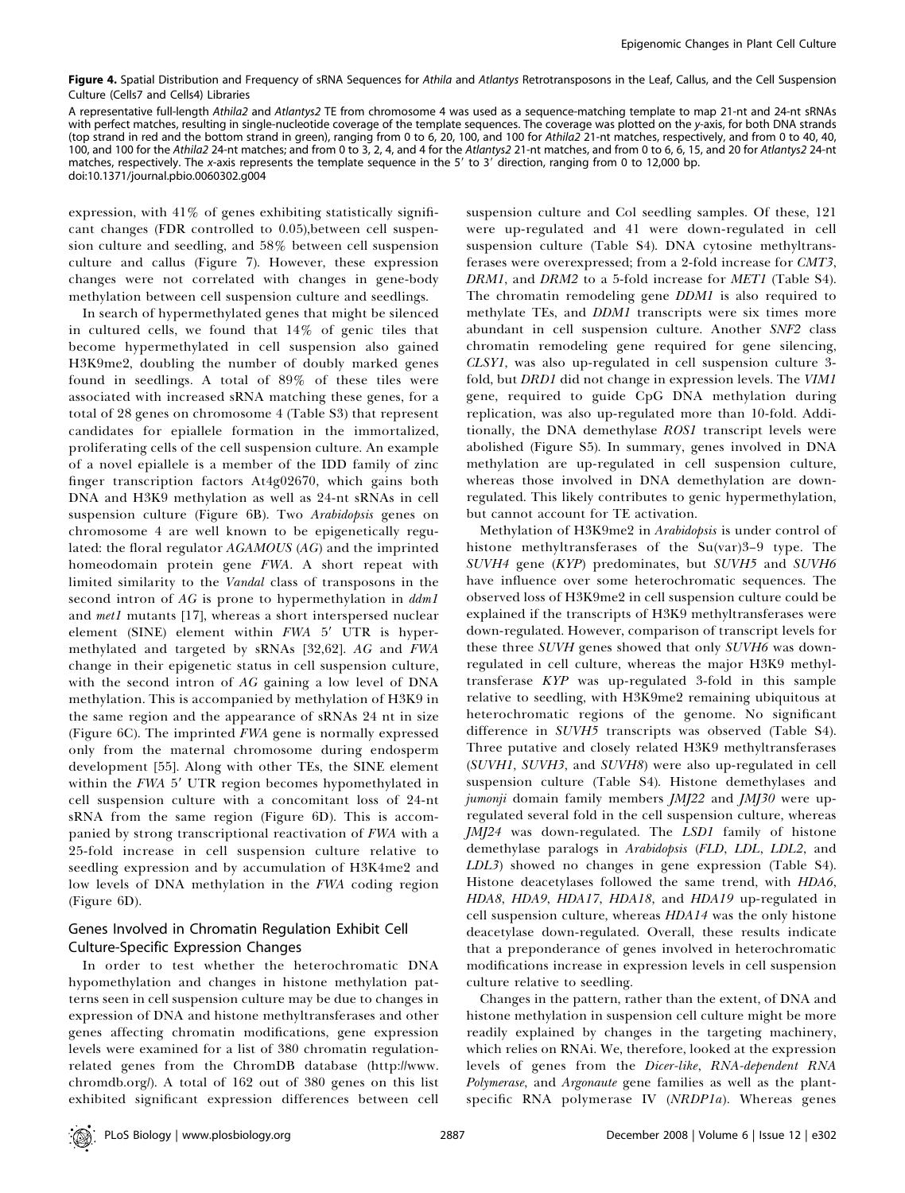**Figure 4.** Spatial Distribution and Frequency of sRNA Sequences for *Athila* and *Atlantys* Retrotransposons in the Leaf, Callus, and the Cell Suspension Culture (Cells7 and Cells4) Libraries

A representative full-length *Athila2* and *Atlantys2* TE from chromosome 4 was used as a sequence-matching template to map 21-nt and 24-nt sRNAs with perfect matches, resulting in single-nucleotide coverage of the template sequences. The coverage was plotted on the *y*-axis, for both DNA strands (top strand in red and the bottom strand in green), ranging from 0 to 6, 20, 100, and 100 for *Athila2* 21-nt matches, respectively, and from 0 to 40, 40, 100, and 100 for the *Athila2* 24-nt matches; and from 0 to 3, 2, 4, and 4 for the *Atlantys2* 21-nt matches, and from 0 to 6, 6, 15, and 20 for *Atlantys2* 24-nt matches, respectively. The *x*-axis represents the template sequence in the 5′ to 3′ direction, ranging from 0 to 12,000 bp.
doi:10.1371/journal.pbio.0060302.g004

expression, with 41% of genes exhibiting statistically significant changes (FDR controlled to 0.05),between cell suspension culture and seedling, and 58% between cell suspension culture and callus (Figure 7). However, these expression changes were not correlated with changes in gene-body methylation between cell suspension culture and seedlings.

In search of hypermethylated genes that might be silenced in cultured cells, we found that 14% of genic tiles that become hypermethylated in cell suspension also gained H3K9me2, doubling the number of doubly marked genes found in seedlings. A total of 89% of these tiles were associated with increased sRNA matching these genes, for a total of 28 genes on chromosome 4 (Table S3) that represent candidates for epiallele formation in the immortalized, proliferating cells of the cell suspension culture. An example of a novel epiallele is a member of the IDD family of zinc finger transcription factors At4g02670, which gains both DNA and H3K9 methylation as well as 24-nt sRNAs in cell suspension culture (Figure 6B). Two *Arabidopsis* genes on chromosome 4 are well known to be epigenetically regulated: the floral regulator *AGAMOUS* (*AG*) and the imprinted homeodomain protein gene *FWA*. A short repeat with limited similarity to the *Vandal* class of transposons in the second intron of *AG* is prone to hypermethylation in *ddm1* and *met1* mutants [17], whereas a short interspersed nuclear element (SINE) element within *FWA* 5′ UTR is hypermethylated and targeted by sRNAs [32,62]. *AG* and *FWA* change in their epigenetic status in cell suspension culture, with the second intron of *AG* gaining a low level of DNA methylation. This is accompanied by methylation of H3K9 in the same region and the appearance of sRNAs 24 nt in size (Figure 6C). The imprinted *FWA* gene is normally expressed only from the maternal chromosome during endosperm development [55]. Along with other TEs, the SINE element within the *FWA* 5′ UTR region becomes hypomethylated in cell suspension culture with a concomitant loss of 24-nt sRNA from the same region (Figure 6D). This is accompanied by strong transcriptional reactivation of *FWA* with a 25-fold increase in cell suspension culture relative to seedling expression and by accumulation of H3K4me2 and low levels of DNA methylation in the *FWA* coding region (Figure 6D).

## Genes Involved in Chromatin Regulation Exhibit Cell Culture-Specific Expression Changes

In order to test whether the heterochromatic DNA hypomethylation and changes in histone methylation patterns seen in cell suspension culture may be due to changes in expression of DNA and histone methyltransferases and other genes affecting chromatin modifications, gene expression levels were examined for a list of 380 chromatin regulation-related genes from the ChromDB database (http://www.chromdb.org/). A total of 162 out of 380 genes on this list exhibited significant expression differences between cell suspension culture and Col seedling samples. Of these, 121 were up-regulated and 41 were down-regulated in cell suspension culture (Table S4). DNA cytosine methyltransferases were overexpressed; from a 2-fold increase for *CMT3*, *DRM1*, and *DRM2* to a 5-fold increase for *MET1* (Table S4). The chromatin remodeling gene *DDM1* is also required to methylate TEs, and *DDM1* transcripts were six times more abundant in cell suspension culture. Another *SNF2* class chromatin remodeling gene required for gene silencing, *CLSY1*, was also up-regulated in cell suspension culture 3-fold, but *DRD1* did not change in expression levels. The *VIM1* gene, required to guide CpG DNA methylation during replication, was also up-regulated more than 10-fold. Additionally, the DNA demethylase *ROS1* transcript levels were abolished (Figure S5). In summary, genes involved in DNA methylation are up-regulated in cell suspension culture, whereas those involved in DNA demethylation are down-regulated. This likely contributes to genic hypermethylation, but cannot account for TE activation.

Methylation of H3K9me2 in *Arabidopsis* is under control of histone methyltransferases of the Su(var)3–9 type. The *SUVH4* gene (*KYP*) predominates, but *SUVH5* and *SUVH6* have influence over some heterochromatic sequences. The observed loss of H3K9me2 in cell suspension culture could be explained if the transcripts of H3K9 methyltransferases were down-regulated. However, comparison of transcript levels for these three *SUVH* genes showed that only *SUVH6* was down-regulated in cell culture, whereas the major H3K9 methyltransferase *KYP* was up-regulated 3-fold in this sample relative to seedling, with H3K9me2 remaining ubiquitous at heterochromatic regions of the genome. No significant difference in *SUVH5* transcripts was observed (Table S4). Three putative and closely related H3K9 methyltransferases (*SUVH1*, *SUVH3*, and *SUVH8*) were also up-regulated in cell suspension culture (Table S4). Histone demethylases and *jumonji* domain family members *JMJ22* and *JMJ30* were up-regulated several fold in the cell suspension culture, whereas *JMJ24* was down-regulated. The *LSD1* family of histone demethylase paralogs in *Arabidopsis* (*FLD*, *LDL*, *LDL2*, and *LDL3*) showed no changes in gene expression (Table S4). Histone deacetylases followed the same trend, with *HDA6*, *HDA8*, *HDA9*, *HDA17*, *HDA18*, and *HDA19* up-regulated in cell suspension culture, whereas *HDA14* was the only histone deacetylase down-regulated. Overall, these results indicate that a preponderance of genes involved in heterochromatic modifications increase in expression levels in cell suspension culture relative to seedling.

Changes in the pattern, rather than the extent, of DNA and histone methylation in suspension cell culture might be more readily explained by changes in the targeting machinery, which relies on RNAi. We, therefore, looked at the expression levels of genes from the *Dicer-like*, *RNA-dependent RNA Polymerase*, and *Argonaute* gene families as well as the plant-specific RNA polymerase IV (*NRDP1a*). Whereas genes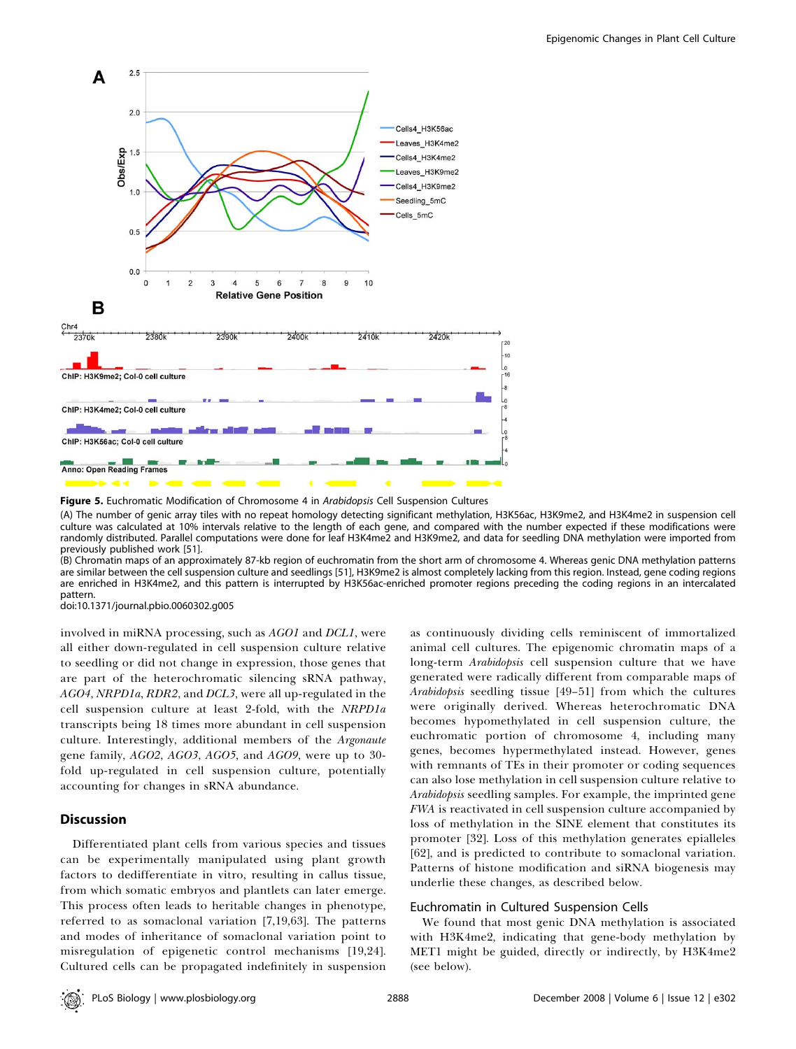**Figure 5.** Euchromatic Modification of Chromosome 4 in *Arabidopsis* Cell Suspension Cultures

(A) The number of genic array tiles with no repeat homology detecting significant methylation, H3K56ac, H3K9me2, and H3K4me2 in suspension cell culture was calculated at 10% intervals relative to the length of each gene, and compared with the number expected if these modifications were randomly distributed. Parallel computations were done for leaf H3K4me2 and H3K9me2, and data for seedling DNA methylation were imported from previously published work [51].

(B) Chromatin maps of an approximately 87-kb region of euchromatin from the short arm of chromosome 4. Whereas genic DNA methylation patterns are similar between the cell suspension culture and seedlings [51], H3K9me2 is almost completely lacking from this region. Instead, gene coding regions are enriched in H3K4me2, and this pattern is interrupted by H3K56ac-enriched promoter regions preceding the coding regions in an intercalated pattern.

doi:10.1371/journal.pbio.0060302.g005

involved in miRNA processing, such as *AGO1* and *DCL1*, were all either down-regulated in cell suspension culture relative to seedling or did not change in expression, those genes that are part of the heterochromatic silencing sRNA pathway, *AGO4*, *NRPD1a*, *RDR2*, and *DCL3*, were all up-regulated in the cell suspension culture at least 2-fold, with the *NRPD1a* transcripts being 18 times more abundant in cell suspension culture. Interestingly, additional members of the *Argonaute* gene family, *AGO2*, *AGO3*, *AGO5*, and *AGO9*, were up to 30-fold up-regulated in cell suspension culture, potentially accounting for changes in sRNA abundance.

## Discussion

Differentiated plant cells from various species and tissues can be experimentally manipulated using plant growth factors to dedifferentiate in vitro, resulting in callus tissue, from which somatic embryos and plantlets can later emerge. This process often leads to heritable changes in phenotype, referred to as somaclonal variation [7,19,63]. The patterns and modes of inheritance of somaclonal variation point to misregulation of epigenetic control mechanisms [19,24]. Cultured cells can be propagated indefinitely in suspension as continuously dividing cells reminiscent of immortalized animal cell cultures. The epigenomic chromatin maps of a long-term *Arabidopsis* cell suspension culture that we have generated were radically different from comparable maps of *Arabidopsis* seedling tissue [49–51] from which the cultures were originally derived. Whereas heterochromatic DNA becomes hypomethylated in cell suspension culture, the euchromatic portion of chromosome 4, including many genes, becomes hypermethylated instead. However, genes with remnants of TEs in their promoter or coding sequences can also lose methylation in cell suspension culture relative to *Arabidopsis* seedling samples. For example, the imprinted gene *FWA* is reactivated in cell suspension culture accompanied by loss of methylation in the SINE element that constitutes its promoter [32]. Loss of this methylation generates epialleles [62], and is predicted to contribute to somaclonal variation. Patterns of histone modification and siRNA biogenesis may underlie these changes, as described below.

### Euchromatin in Cultured Suspension Cells

We found that most genic DNA methylation is associated with H3K4me2, indicating that gene-body methylation by MET1 might be guided, directly or indirectly, by H3K4me2 (see below).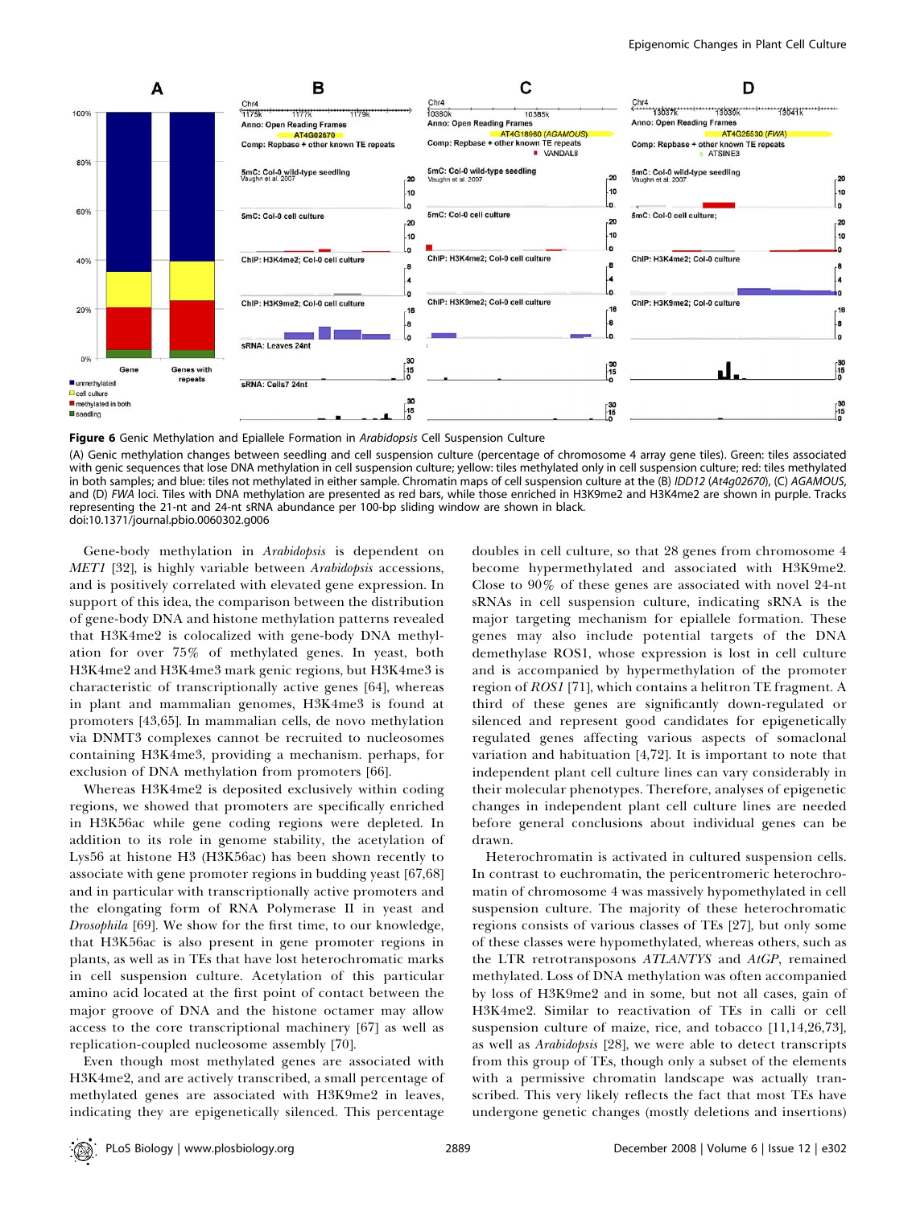**Figure 6** Genic Methylation and Epiallele Formation in *Arabidopsis* Cell Suspension Culture

(A) Genic methylation changes between seedling and cell suspension culture (percentage of chromosome 4 array gene tiles). Green: tiles associated with genic sequences that lose DNA methylation in cell suspension culture; yellow: tiles methylated only in cell suspension culture; red: tiles methylated in both samples; and blue: tiles not methylated in either sample. Chromatin maps of cell suspension culture at the (B) *IDD12* (*At4g02670*), (C) *AGAMOUS*, and (D) *FWA* loci. Tiles with DNA methylation are presented as red bars, while those enriched in H3K9me2 and H3K4me2 are shown in purple. Tracks representing the 21-nt and 24-nt sRNA abundance per 100-bp sliding window are shown in black.

doi:10.1371/journal.pbio.0060302.g006

Gene-body methylation in *Arabidopsis* is dependent on *MET1* [32], is highly variable between *Arabidopsis* accessions, and is positively correlated with elevated gene expression. In support of this idea, the comparison between the distribution of gene-body DNA and histone methylation patterns revealed that H3K4me2 is colocalized with gene-body DNA methylation for over 75% of methylated genes. In yeast, both H3K4me2 and H3K4me3 mark genic regions, but H3K4me3 is characteristic of transcriptionally active genes [64], whereas in plant and mammalian genomes, H3K4me3 is found at promoters [43,65]. In mammalian cells, de novo methylation via DNMT3 complexes cannot be recruited to nucleosomes containing H3K4me3, providing a mechanism. perhaps, for exclusion of DNA methylation from promoters [66].

Whereas H3K4me2 is deposited exclusively within coding regions, we showed that promoters are specifically enriched in H3K56ac while gene coding regions were depleted. In addition to its role in genome stability, the acetylation of Lys56 at histone H3 (H3K56ac) has been shown recently to associate with gene promoter regions in budding yeast [67,68] and in particular with transcriptionally active promoters and the elongating form of RNA Polymerase II in yeast and *Drosophila* [69]. We show for the first time, to our knowledge, that H3K56ac is also present in gene promoter regions in plants, as well as in TEs that have lost heterochromatic marks in cell suspension culture. Acetylation of this particular amino acid located at the first point of contact between the major groove of DNA and the histone octamer may allow access to the core transcriptional machinery [67] as well as replication-coupled nucleosome assembly [70].

Even though most methylated genes are associated with H3K4me2, and are actively transcribed, a small percentage of methylated genes are associated with H3K9me2 in leaves, indicating they are epigenetically silenced. This percentage doubles in cell culture, so that 28 genes from chromosome 4 become hypermethylated and associated with H3K9me2. Close to 90% of these genes are associated with novel 24-nt sRNAs in cell suspension culture, indicating sRNA is the major targeting mechanism for epiallele formation. These genes may also include potential targets of the DNA demethylase ROS1, whose expression is lost in cell culture and is accompanied by hypermethylation of the promoter region of *ROS1* [71], which contains a helitron TE fragment. A third of these genes are significantly down-regulated or silenced and represent good candidates for epigenetically regulated genes affecting various aspects of somaclonal variation and habituation [4,72]. It is important to note that independent plant cell culture lines can vary considerably in their molecular phenotypes. Therefore, analyses of epigenetic changes in independent plant cell culture lines are needed before general conclusions about individual genes can be drawn.

Heterochromatin is activated in cultured suspension cells. In contrast to euchromatin, the pericentromeric heterochromatin of chromosome 4 was massively hypomethylated in cell suspension culture. The majority of these heterochromatic regions consists of various classes of TEs [27], but only some of these classes were hypomethylated, whereas others, such as the LTR retrotransposons *ATLANTYS* and *AtGP*, remained methylated. Loss of DNA methylation was often accompanied by loss of H3K9me2 and in some, but not all cases, gain of H3K4me2. Similar to reactivation of TEs in calli or cell suspension culture of maize, rice, and tobacco [11,14,26,73], as well as *Arabidopsis* [28], we were able to detect transcripts from this group of TEs, though only a subset of the elements with a permissive chromatin landscape was actually transcribed. This very likely reflects the fact that most TEs have undergone genetic changes (mostly deletions and insertions)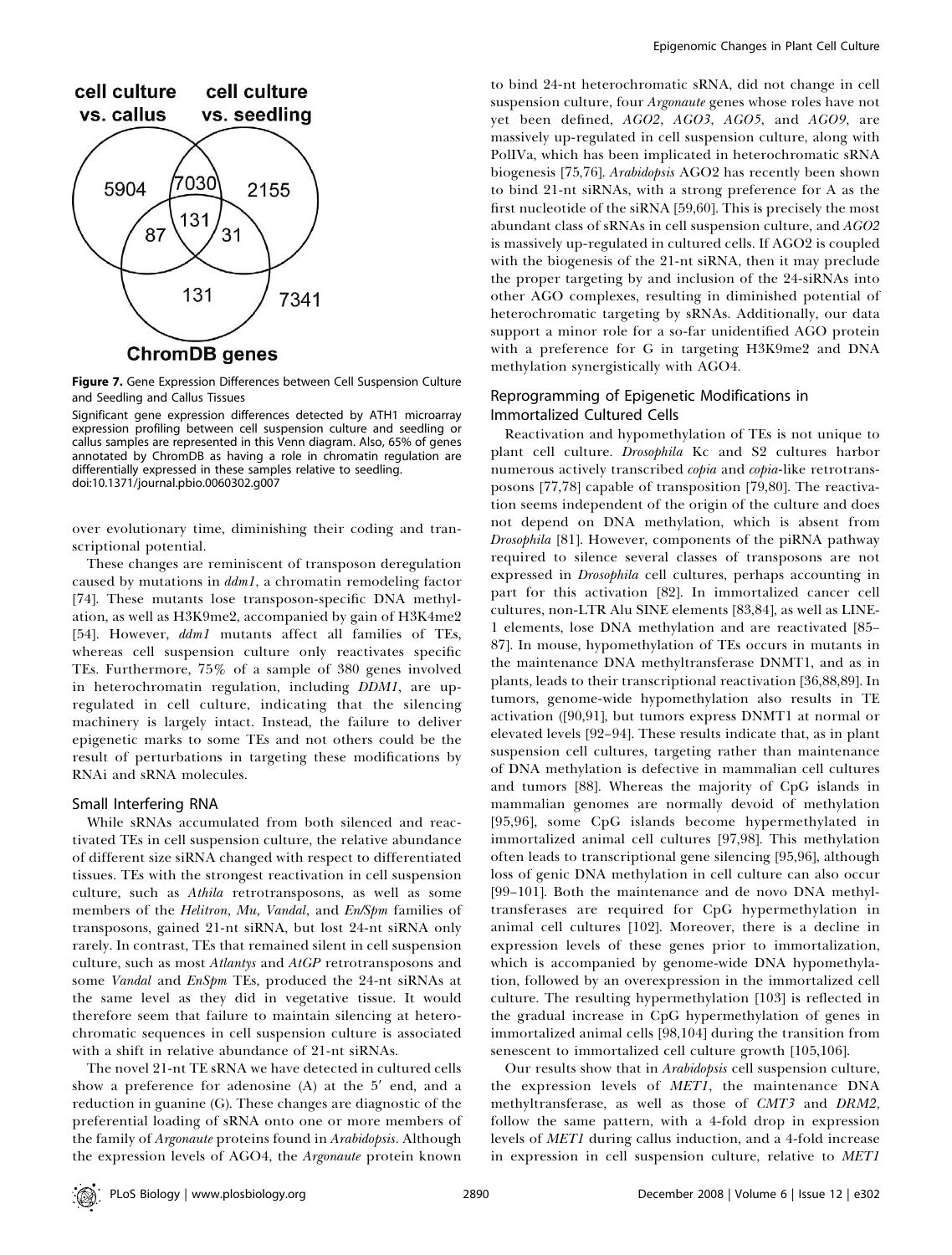**Figure 7.** Gene Expression Differences between Cell Suspension Culture and Seedling and Callus Tissues

Significant gene expression differences detected by ATH1 microarray expression profiling between cell suspension culture and seedling or callus samples are represented in this Venn diagram. Also, 65% of genes annotated by ChromDB as having a role in chromatin regulation are differentially expressed in these samples relative to seedling.

doi:10.1371/journal.pbio.0060302.g007

over evolutionary time, diminishing their coding and transcriptional potential.

These changes are reminiscent of transposon deregulation caused by mutations in *ddm1*, a chromatin remodeling factor [74]. These mutants lose transposon-specific DNA methylation, as well as H3K9me2, accompanied by gain of H3K4me2 [54]. However, *ddm1* mutants affect all families of TEs, whereas cell suspension culture only reactivates specific TEs. Furthermore, 75% of a sample of 380 genes involved in heterochromatin regulation, including *DDM1*, are up-regulated in cell culture, indicating that the silencing machinery is largely intact. Instead, the failure to deliver epigenetic marks to some TEs and not others could be the result of perturbations in targeting these modifications by RNAi and sRNA molecules.

### Small Interfering RNA

While sRNAs accumulated from both silenced and reactivated TEs in cell suspension culture, the relative abundance of different size siRNA changed with respect to differentiated tissues. TEs with the strongest reactivation in cell suspension culture, such as *Athila* retrotransposons, as well as some members of the *Helitron*, *Mu*, *Vandal*, and *En/Spm* families of transposons, gained 21-nt siRNA, but lost 24-nt siRNA only rarely. In contrast, TEs that remained silent in cell suspension culture, such as most *Atlantys* and *AtGP* retrotransposons and some *Vandal* and *EnSpm* TEs, produced the 24-nt siRNAs at the same level as they did in vegetative tissue. It would therefore seem that failure to maintain silencing at heterochromatic sequences in cell suspension culture is associated with a shift in relative abundance of 21-nt siRNAs.

The novel 21-nt TE sRNA we have detected in cultured cells show a preference for adenosine (A) at the 5′ end, and a reduction in guanine (G). These changes are diagnostic of the preferential loading of sRNA onto one or more members of the family of *Argonaute* proteins found in *Arabidopsis*. Although the expression levels of AGO4, the *Argonaute* protein known to bind 24-nt heterochromatic sRNA, did not change in cell suspension culture, four *Argonaute* genes whose roles have not yet been defined, *AGO2*, *AGO3*, *AGO5*, and *AGO9*, are massively up-regulated in cell suspension culture, along with PolIVa, which has been implicated in heterochromatic sRNA biogenesis [75,76]. *Arabidopsis* AGO2 has recently been shown to bind 21-nt siRNAs, with a strong preference for A as the first nucleotide of the siRNA [59,60]. This is precisely the most abundant class of sRNAs in cell suspension culture, and *AGO2* is massively up-regulated in cultured cells. If AGO2 is coupled with the biogenesis of the 21-nt siRNA, then it may preclude the proper targeting by and inclusion of the 24-siRNAs into other AGO complexes, resulting in diminished potential of heterochromatic targeting by sRNAs. Additionally, our data support a minor role for a so-far unidentified AGO protein with a preference for G in targeting H3K9me2 and DNA methylation synergistically with AGO4.

### Reprogramming of Epigenetic Modifications in Immortalized Cultured Cells

Reactivation and hypomethylation of TEs is not unique to plant cell culture. *Drosophila* Kc and S2 cultures harbor numerous actively transcribed *copia* and *copia*-like retrotransposons [77,78] capable of transposition [79,80]. The reactivation seems independent of the origin of the culture and does not depend on DNA methylation, which is absent from *Drosophila* [81]. However, components of the piRNA pathway required to silence several classes of transposons are not expressed in *Drosophila* cell cultures, perhaps accounting in part for this activation [82]. In immortalized cancer cell cultures, non-LTR Alu SINE elements [83,84], as well as LINE-1 elements, lose DNA methylation and are reactivated [85–87]. In mouse, hypomethylation of TEs occurs in mutants in the maintenance DNA methyltransferase DNMT1, and as in plants, leads to their transcriptional reactivation [36,88,89]. In tumors, genome-wide hypomethylation also results in TE activation ([90,91], but tumors express DNMT1 at normal or elevated levels [92–94]. These results indicate that, as in plant suspension cell cultures, targeting rather than maintenance of DNA methylation is defective in mammalian cell cultures and tumors [88]. Whereas the majority of CpG islands in mammalian genomes are normally devoid of methylation [95,96], some CpG islands become hypermethylated in immortalized animal cell cultures [97,98]. This methylation often leads to transcriptional gene silencing [95,96], although loss of genic DNA methylation in cell culture can also occur [99–101]. Both the maintenance and de novo DNA methyltransferases are required for CpG hypermethylation in animal cell cultures [102]. Moreover, there is a decline in expression levels of these genes prior to immortalization, which is accompanied by genome-wide DNA hypomethylation, followed by an overexpression in the immortalized cell culture. The resulting hypermethylation [103] is reflected in the gradual increase in CpG hypermethylation of genes in immortalized animal cells [98,104] during the transition from senescent to immortalized cell culture growth [105,106].

Our results show that in *Arabidopsis* cell suspension culture, the expression levels of *MET1*, the maintenance DNA methyltransferase, as well as those of *CMT3* and *DRM2*, follow the same pattern, with a 4-fold drop in expression levels of *MET1* during callus induction, and a 4-fold increase in expression in cell suspension culture, relative to *MET1*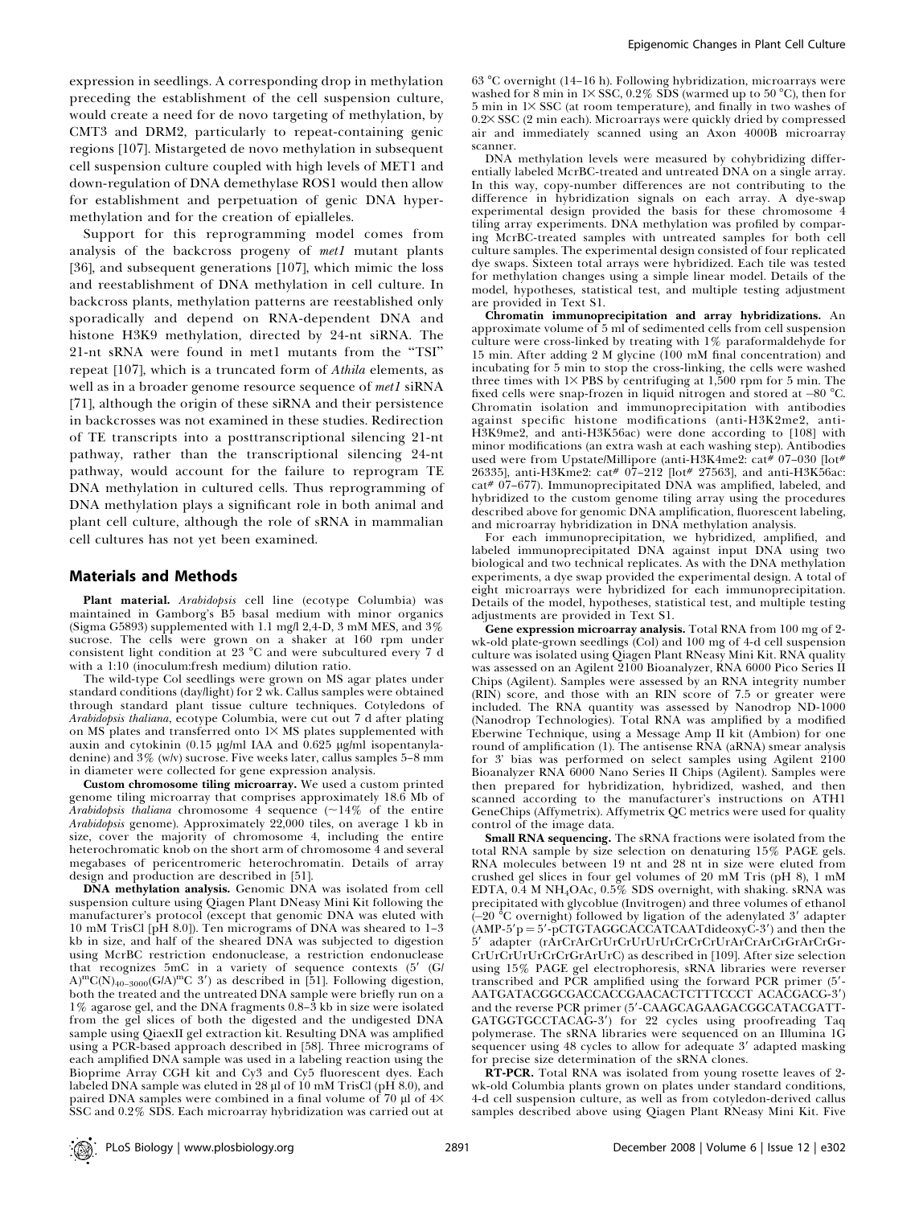expression in seedlings. A corresponding drop in methylation preceding the establishment of the cell suspension culture, would create a need for de novo targeting of methylation, by CMT3 and DRM2, particularly to repeat-containing genic regions [107]. Mistargeted de novo methylation in subsequent cell suspension culture coupled with high levels of MET1 and down-regulation of DNA demethylase ROS1 would then allow for establishment and perpetuation of genic DNA hypermethylation and for the creation of epialleles.

Support for this reprogramming model comes from analysis of the backcross progeny of *met1* mutant plants [36], and subsequent generations [107], which mimic the loss and reestablishment of DNA methylation in cell culture. In backcross plants, methylation patterns are reestablished only sporadically and depend on RNA-dependent DNA and histone H3K9 methylation, directed by 24-nt siRNA. The 21-nt sRNA were found in met1 mutants from the "TSI" repeat [107], which is a truncated form of *Athila* elements, as well as in a broader genome resource sequence of *met1* siRNA [71], although the origin of these siRNA and their persistence in backcrosses was not examined in these studies. Redirection of TE transcripts into a posttranscriptional silencing 21-nt pathway, rather than the transcriptional silencing 24-nt pathway, would account for the failure to reprogram TE DNA methylation in cultured cells. Thus reprogramming of DNA methylation plays a significant role in both animal and plant cell culture, although the role of sRNA in mammalian cell cultures has not yet been examined.

## Materials and Methods

**Plant material.** *Arabidopsis* cell line (ecotype Columbia) was maintained in Gamborg's B5 basal medium with minor organics (Sigma G5893) supplemented with 1.1 mg/l 2,4-D, 3 mM MES, and 3% sucrose. The cells were grown on a shaker at 160 rpm under consistent light condition at 23 °C and were subcultured every 7 d with a 1:10 (inoculum:fresh medium) dilution ratio.

The wild-type Col seedlings were grown on MS agar plates under standard conditions (day/light) for 2 wk. Callus samples were obtained through standard plant tissue culture techniques. Cotyledons of *Arabidopsis thaliana*, ecotype Columbia, were cut out 7 d after plating on MS plates and transferred onto 1× MS plates supplemented with auxin and cytokinin (0.15 μg/ml IAA and 0.625 μg/ml isopentanyladenine) and 3% (w/v) sucrose. Five weeks later, callus samples 5–8 mm in diameter were collected for gene expression analysis.

**Custom chromosome tiling microarray.** We used a custom printed genome tiling microarray that comprises approximately 18.6 Mb of *Arabidopsis thaliana* chromosome 4 sequence (~14% of the entire *Arabidopsis* genome). Approximately 22,000 tiles, on average 1 kb in size, cover the majority of chromosome 4, including the entire heterochromatic knob on the short arm of chromosome 4 and several megabases of pericentromeric heterochromatin. Details of array design and production are described in [51].

**DNA methylation analysis.** Genomic DNA was isolated from cell suspension culture using Qiagen Plant DNeasy Mini Kit following the manufacturer's protocol (except that genomic DNA was eluted with 10 mM TrisCl [pH 8.0]). Ten micrograms of DNA was sheared to 1–3 kb in size, and half of the sheared DNA was subjected to digestion using McrBC restriction endonuclease, a restriction endonuclease that recognizes 5mC in a variety of sequence contexts (5′ (G/A)$^{m}$C(N)$_{40-3000}$(G/A)$^{m}$C 3′) as described in [51]. Following digestion, both the treated and the untreated DNA sample were briefly run on a 1% agarose gel, and the DNA fragments 0.8–3 kb in size were isolated from the gel slices of both the digested and the undigested DNA sample using QiaexII gel extraction kit. Resulting DNA was amplified using a PCR-based approach described in [58]. Three micrograms of each amplified DNA sample was used in a labeling reaction using the Bioprime Array CGH kit and Cy3 and Cy5 fluorescent dyes. Each labeled DNA sample was eluted in 28 μl of 10 mM TrisCl (pH 8.0), and paired DNA samples were combined in a final volume of 70 μl of 4× SSC and 0.2% SDS. Each microarray hybridization was carried out at 63 °C overnight (14–16 h). Following hybridization, microarrays were washed for 8 min in 1× SSC, 0.2% SDS (warmed up to 50 °C), then for 5 min in 1× SSC (at room temperature), and finally in two washes of 0.2× SSC (2 min each). Microarrays were quickly dried by compressed air and immediately scanned using an Axon 4000B microarray scanner.

DNA methylation levels were measured by cohybridizing differentially labeled McrBC-treated and untreated DNA on a single array. In this way, copy-number differences are not contributing to the difference in hybridization signals on each array. A dye-swap experimental design provided the basis for these chromosome 4 tiling array experiments. DNA methylation was profiled by comparing McrBC-treated samples with untreated samples for both cell culture samples. The experimental design consisted of four replicated dye swaps. Sixteen total arrays were hybridized. Each tile was tested for methylation changes using a simple linear model. Details of the model, hypotheses, statistical test, and multiple testing adjustment are provided in Text S1.

**Chromatin immunoprecipitation and array hybridizations.** An approximate volume of 5 ml of sedimented cells from cell suspension culture were cross-linked by treating with 1% paraformaldehyde for 15 min. After adding 2 M glycine (100 mM final concentration) and incubating for 5 min to stop the cross-linking, the cells were washed three times with 1× PBS by centrifuging at 1,500 rpm for 5 min. The fixed cells were snap-frozen in liquid nitrogen and stored at −80 °C. Chromatin isolation and immunoprecipitation with antibodies against specific histone modifications (anti-H3K2me2, anti-H3K9me2, and anti-H3K56ac) were done according to [108] with minor modifications (an extra wash at each washing step). Antibodies used were from Upstate/Millipore (anti-H3K4me2: cat# 07–030 [lot# 26335], anti-H3Kme2: cat# 07–212 [lot# 27563], and anti-H3K56ac: cat# 07–677). Immunoprecipitated DNA was amplified, labeled, and hybridized to the custom genome tiling array using the procedures described above for genomic DNA amplification, fluorescent labeling, and microarray hybridization in DNA methylation analysis.

For each immunoprecipitation, we hybridized, amplified, and labeled immunoprecipitated DNA against input DNA using two biological and two technical replicates. As with the DNA methylation experiments, a dye swap provided the experimental design. A total of eight microarrays were hybridized for each immunoprecipitation. Details of the model, hypotheses, statistical test, and multiple testing adjustments are provided in Text S1.

**Gene expression microarray analysis.** Total RNA from 100 mg of 2-wk-old plate-grown seedlings (Col) and 100 mg of 4-d cell suspension culture was isolated using Qiagen Plant RNeasy Mini Kit. RNA quality was assessed on an Agilent 2100 Bioanalyzer, RNA 6000 Pico Series II Chips (Agilent). Samples were assessed by an RNA integrity number (RIN) score, and those with an RIN score of 7.5 or greater were included. The RNA quantity was assessed by Nanodrop ND-1000 (Nanodrop Technologies). Total RNA was amplified by a modified Eberwine Technique, using a Message Amp II kit (Ambion) for one round of amplification (1). The antisense RNA (aRNA) smear analysis for 3′ bias was performed on select samples using Agilent 2100 Bioanalyzer RNA 6000 Nano Series II Chips (Agilent). Samples were then prepared for hybridization, hybridized, washed, and then scanned according to the manufacturer's instructions on ATH1 GeneChips (Affymetrix). Affymetrix QC metrics were used for quality control of the image data.

**Small RNA sequencing.** The sRNA fractions were isolated from the total RNA sample by size selection on denaturing 15% PAGE gels. RNA molecules between 19 nt and 28 nt in size were eluted from crushed gel slices in four gel volumes of 20 mM Tris (pH 8), 1 mM EDTA, 0.4 M NH$_4$OAc, 0.5% SDS overnight, with shaking. sRNA was precipitated with glycoblue (Invitrogen) and three volumes of ethanol (−20 °C overnight) followed by ligation of the adenylated 3′ adapter (AMP-5′p = 5′-pCTGTAGGCACCATCAATdideoxyC-3′) and then the 5′ adapter (rArCrArCrUrCrUrUrUrCrCrCrUrArCrArCrGrArCrGrCrUrCrUrUrCrCrGrArUrC) as described in [109]. After size selection using 15% PAGE gel electrophoresis, sRNA libraries were reverser transcribed and PCR amplified using the forward PCR primer (5′-AATGATACGGCGACCACCGAACACTCTTTCCCT ACACGACG-3′) and the reverse PCR primer (5′-CAAGCAGAAGACGGCATACGATT-GATGGTGCCTACAG-3′) for 22 cycles using proofreading Taq polymerase. The sRNA libraries were sequenced on an Illumina 1G sequencer using 48 cycles to allow for adequate 3′ adapted masking for precise size determination of the sRNA clones.

**RT-PCR.** Total RNA was isolated from young rosette leaves of 2-wk-old Columbia plants grown on plates under standard conditions, 4-d cell suspension culture, as well as from cotyledon-derived callus samples described above using Qiagen Plant RNeasy Mini Kit. Five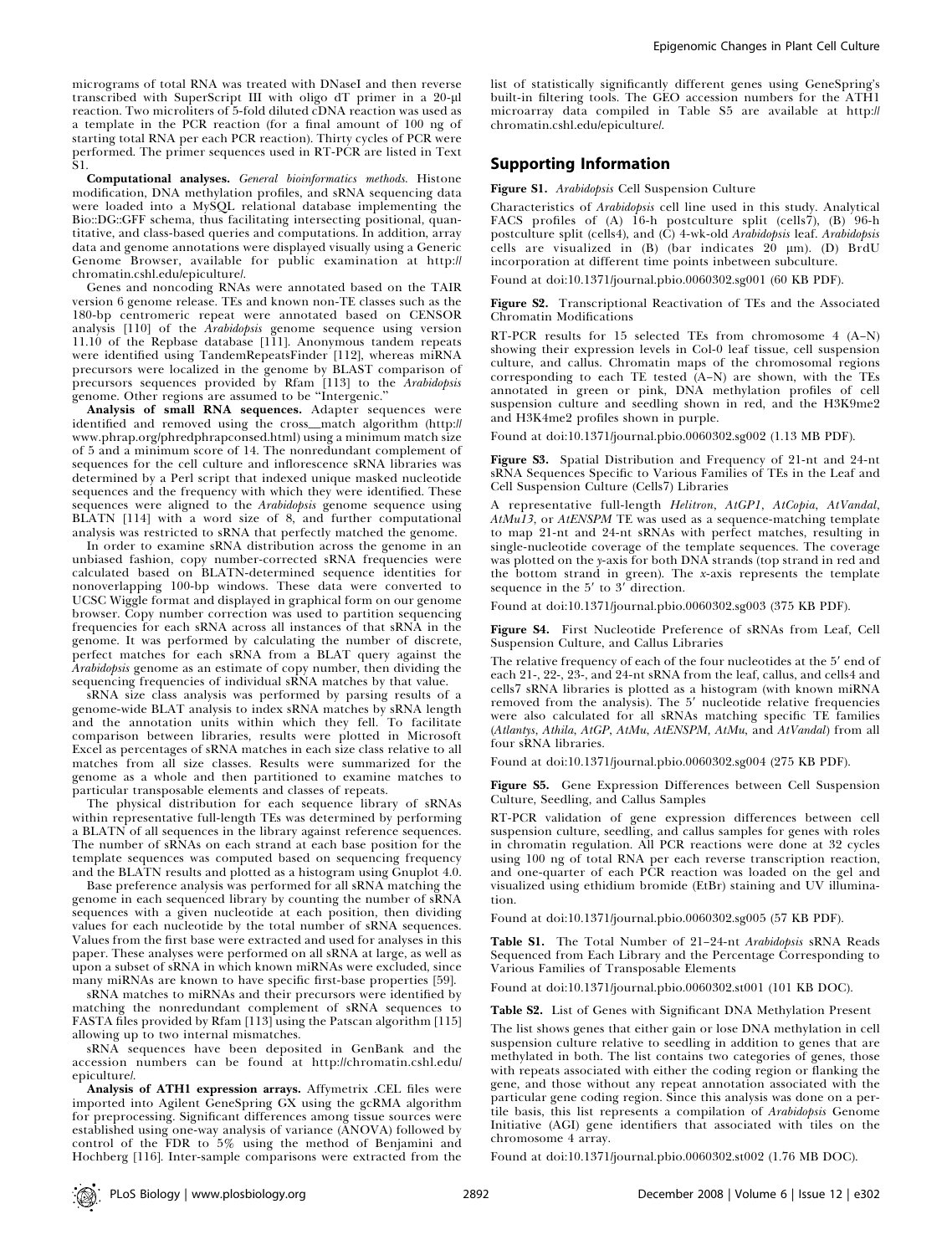micrograms of total RNA was treated with DNaseI and then reverse transcribed with SuperScript III with oligo dT primer in a 20-μl reaction. Two microliters of 5-fold diluted cDNA reaction was used as a template in the PCR reaction (for a final amount of 100 ng of starting total RNA per each PCR reaction). Thirty cycles of PCR were performed. The primer sequences used in RT-PCR are listed in Text S1.

**Computational analyses.** *General bioinformatics methods.* Histone modification, DNA methylation profiles, and sRNA sequencing data were loaded into a MySQL relational database implementing the Bio::DG::GFF schema, thus facilitating intersecting positional, quantitative, and class-based queries and computations. In addition, array data and genome annotations were displayed visually using a Generic Genome Browser, available for public examination at http://chromatin.cshl.edu/epiculture/.

Genes and noncoding RNAs were annotated based on the TAIR version 6 genome release. TEs and known non-TE classes such as the 180-bp centromeric repeat were annotated based on CENSOR analysis [110] of the *Arabidopsis* genome sequence using version 11.10 of the Repbase database [111]. Anonymous tandem repeats were identified using TandemRepeatsFinder [112], whereas miRNA precursors were localized in the genome by BLAST comparison of precursors sequences provided by Rfam [113] to the *Arabidopsis* genome. Other regions are assumed to be "Intergenic."

**Analysis of small RNA sequences.** Adapter sequences were identified and removed using the cross__match algorithm (http://www.phrap.org/phredphrapconsed.html) using a minimum match size of 5 and a minimum score of 14. The nonredundant complement of sequences for the cell culture and inflorescence sRNA libraries was determined by a Perl script that indexed unique masked nucleotide sequences and the frequency with which they were identified. These sequences were aligned to the *Arabidopsis* genome sequence using BLATN [114] with a word size of 8, and further computational analysis was restricted to sRNA that perfectly matched the genome.

In order to examine sRNA distribution across the genome in an unbiased fashion, copy number-corrected sRNA frequencies were calculated based on BLATN-determined sequence identities for nonoverlapping 100-bp windows. These data were converted to UCSC Wiggle format and displayed in graphical form on our genome browser. Copy number correction was used to partition sequencing frequencies for each sRNA across all instances of that sRNA in the genome. It was performed by calculating the number of discrete, perfect matches for each sRNA from a BLAT query against the *Arabidopsis* genome as an estimate of copy number, then dividing the sequencing frequencies of individual sRNA matches by that value.

sRNA size class analysis was performed by parsing results of a genome-wide BLAT analysis to index sRNA matches by sRNA length and the annotation units within which they fell. To facilitate comparison between libraries, results were plotted in Microsoft Excel as percentages of sRNA matches in each size class relative to all matches from all size classes. Results were summarized for the genome as a whole and then partitioned to examine matches to particular transposable elements and classes of repeats.

The physical distribution for each sequence library of sRNAs within representative full-length TEs was determined by performing a BLATN of all sequences in the library against reference sequences. The number of sRNAs on each strand at each base position for the template sequences was computed based on sequencing frequency and the BLATN results and plotted as a histogram using Gnuplot 4.0.

Base preference analysis was performed for all sRNA matching the genome in each sequenced library by counting the number of sRNA sequences with a given nucleotide at each position, then dividing values for each nucleotide by the total number of sRNA sequences. Values from the first base were extracted and used for analyses in this paper. These analyses were performed on all sRNA at large, as well as upon a subset of sRNA in which known miRNAs were excluded, since many miRNAs are known to have specific first-base properties [59].

sRNA matches to miRNAs and their precursors were identified by matching the nonredundant complement of sRNA sequences to FASTA files provided by Rfam [113] using the Patscan algorithm [115] allowing up to two internal mismatches.

sRNA sequences have been deposited in GenBank and the accession numbers can be found at http://chromatin.cshl.edu/epiculture/.

**Analysis of ATH1 expression arrays.** Affymetrix .CEL files were imported into Agilent GeneSpring GX using the gcRMA algorithm for preprocessing. Significant differences among tissue sources were established using one-way analysis of variance (ANOVA) followed by control of the FDR to 5% using the method of Benjamini and Hochberg [116]. Inter-sample comparisons were extracted from the list of statistically significantly different genes using GeneSpring's built-in filtering tools. The GEO accession numbers for the ATH1 microarray data compiled in Table S5 are available at http://chromatin.cshl.edu/epiculture/.

## Supporting Information

**Figure S1.** *Arabidopsis* Cell Suspension Culture

Characteristics of *Arabidopsis* cell line used in this study. Analytical FACS profiles of (A) 16-h postculture split (cells7), (B) 96-h postculture split (cells4), and (C) 4-wk-old *Arabidopsis* leaf. *Arabidopsis* cells are visualized in (B) (bar indicates 20 μm). (D) BrdU incorporation at different time points inbetween subculture.

Found at doi:10.1371/journal.pbio.0060302.sg001 (60 KB PDF).

**Figure S2.** Transcriptional Reactivation of TEs and the Associated Chromatin Modifications

RT-PCR results for 15 selected TEs from chromosome 4 (A–N) showing their expression levels in Col-0 leaf tissue, cell suspension culture, and callus. Chromatin maps of the chromosomal regions corresponding to each TE tested (A–N) are shown, with the TEs annotated in green or pink, DNA methylation profiles of cell suspension culture and seedling shown in red, and the H3K9me2 and H3K4me2 profiles shown in purple.

Found at doi:10.1371/journal.pbio.0060302.sg002 (1.13 MB PDF).

**Figure S3.** Spatial Distribution and Frequency of 21-nt and 24-nt sRNA Sequences Specific to Various Families of TEs in the Leaf and Cell Suspension Culture (Cells7) Libraries

A representative full-length *Helitron*, *AtGP1*, *AtCopia*, *AtVandal*, *AtMu13*, or *AtENSPM* TE was used as a sequence-matching template to map 21-nt and 24-nt sRNAs with perfect matches, resulting in single-nucleotide coverage of the template sequences. The coverage was plotted on the *y*-axis for both DNA strands (top strand in red and the bottom strand in green). The *x*-axis represents the template sequence in the 5′ to 3′ direction.

Found at doi:10.1371/journal.pbio.0060302.sg003 (375 KB PDF).

**Figure S4.** First Nucleotide Preference of sRNAs from Leaf, Cell Suspension Culture, and Callus Libraries

The relative frequency of each of the four nucleotides at the 5′ end of each 21-, 22-, 23-, and 24-nt sRNA from the leaf, callus, and cells4 and cells7 sRNA libraries is plotted as a histogram (with known miRNA removed from the analysis). The 5′ nucleotide relative frequencies were also calculated for all sRNAs matching specific TE families (*Atlantys*, *Athila*, *AtGP*, *AtMu*, *AtENSPM*, *AtMu*, and *AtVandal*) from all four sRNA libraries.

Found at doi:10.1371/journal.pbio.0060302.sg004 (275 KB PDF).

**Figure S5.** Gene Expression Differences between Cell Suspension Culture, Seedling, and Callus Samples

RT-PCR validation of gene expression differences between cell suspension culture, seedling, and callus samples for genes with roles in chromatin regulation. All PCR reactions were done at 32 cycles using 100 ng of total RNA per each reverse transcription reaction, and one-quarter of each PCR reaction was loaded on the gel and visualized using ethidium bromide (EtBr) staining and UV illumination.

Found at doi:10.1371/journal.pbio.0060302.sg005 (57 KB PDF).

**Table S1.** The Total Number of 21–24-nt *Arabidopsis* sRNA Reads Sequenced from Each Library and the Percentage Corresponding to Various Families of Transposable Elements

Found at doi:10.1371/journal.pbio.0060302.st001 (101 KB DOC).

**Table S2.** List of Genes with Significant DNA Methylation Present

The list shows genes that either gain or lose DNA methylation in cell suspension culture relative to seedling in addition to genes that are methylated in both. The list contains two categories of genes, those with repeats associated with either the coding region or flanking the gene, and those without any repeat annotation associated with the particular gene coding region. Since this analysis was done on a per-tile basis, this list represents a compilation of *Arabidopsis* Genome Initiative (AGI) gene identifiers that associated with tiles on the chromosome 4 array.

Found at doi:10.1371/journal.pbio.0060302.st002 (1.76 MB DOC).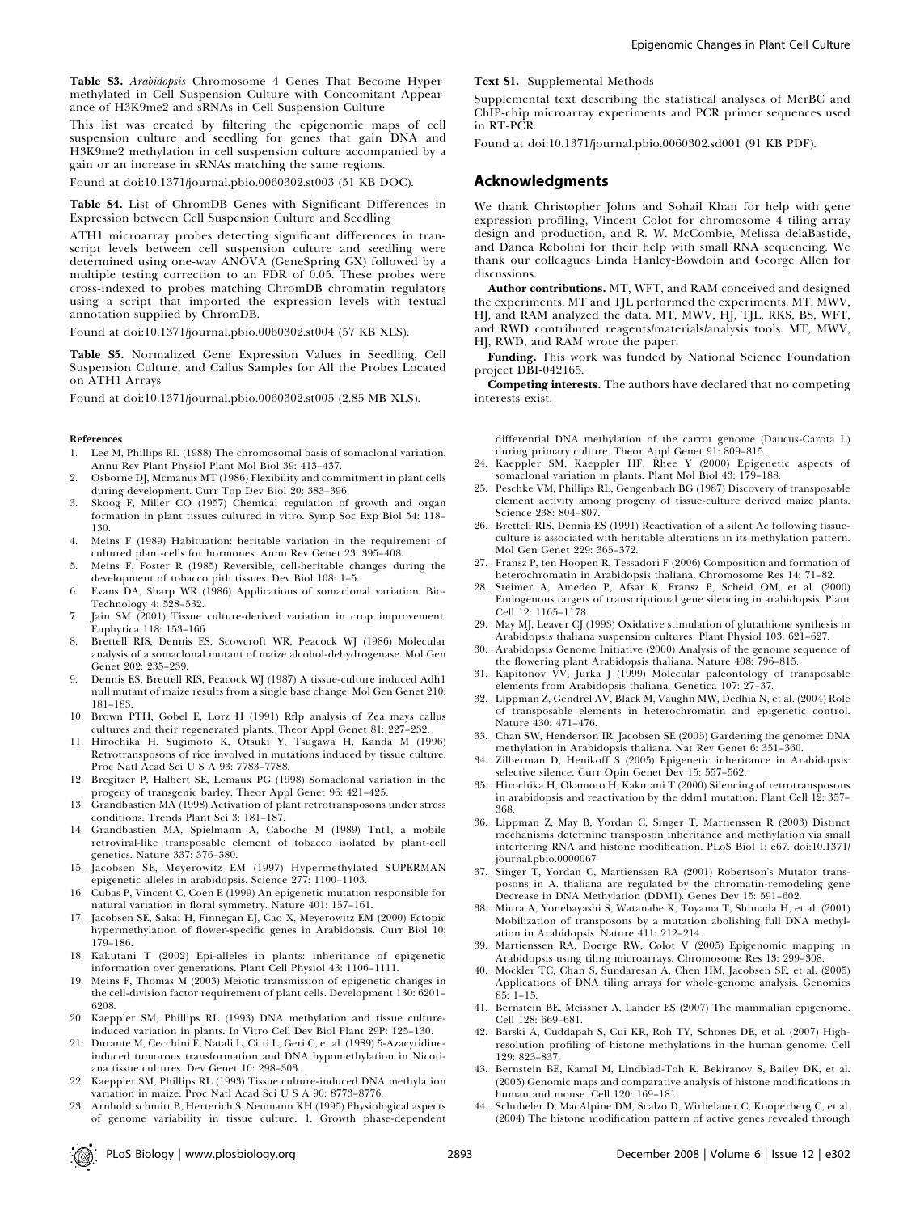**Table S3.** *Arabidopsis* Chromosome 4 Genes That Become Hypermethylated in Cell Suspension Culture with Concomitant Appearance of H3K9me2 and sRNAs in Cell Suspension Culture

This list was created by filtering the epigenomic maps of cell suspension culture and seedling for genes that gain DNA and H3K9me2 methylation in cell suspension culture accompanied by a gain or an increase in sRNAs matching the same regions.

Found at doi:10.1371/journal.pbio.0060302.st003 (51 KB DOC).

**Table S4.** List of ChromDB Genes with Significant Differences in Expression between Cell Suspension Culture and Seedling

ATH1 microarray probes detecting significant differences in transcript levels between cell suspension culture and seedling were determined using one-way ANOVA (GeneSpring GX) followed by a multiple testing correction to an FDR of 0.05. These probes were cross-indexed to probes matching ChromDB chromatin regulators using a script that imported the expression levels with textual annotation supplied by ChromDB.

Found at doi:10.1371/journal.pbio.0060302.st004 (57 KB XLS).

**Table S5.** Normalized Gene Expression Values in Seedling, Cell Suspension Culture, and Callus Samples for All the Probes Located on ATH1 Arrays

Found at doi:10.1371/journal.pbio.0060302.st005 (2.85 MB XLS).

**Text S1.** Supplemental Methods

Supplemental text describing the statistical analyses of McrBC and ChIP-chip microarray experiments and PCR primer sequences used in RT-PCR.

Found at doi:10.1371/journal.pbio.0060302.sd001 (91 KB PDF).

## Acknowledgments

We thank Christopher Johns and Sohail Khan for help with gene expression profiling, Vincent Colot for chromosome 4 tiling array design and production, and R. W. McCombie, Melissa delaBastide, and Danea Rebolini for their help with small RNA sequencing. We thank our colleagues Linda Hanley-Bowdoin and George Allen for discussions.

**Author contributions.** MT, WFT, and RAM conceived and designed the experiments. MT and TJL performed the experiments. MT, MWV, HJ, and RAM analyzed the data. MT, MWV, HJ, TJL, RKS, BS, WFT, and RWD contributed reagents/materials/analysis tools. MT, MWV, HJ, RWD, and RAM wrote the paper.

**Funding.** This work was funded by National Science Foundation project DBI-042165.

**Competing interests.** The authors have declared that no competing interests exist.

### References

1. Lee M, Phillips RL (1988) The chromosomal basis of somaclonal variation. Annu Rev Plant Physiol Plant Mol Biol 39: 413–437.
2. Osborne DJ, Mcmanus MT (1986) Flexibility and commitment in plant cells during development. Curr Top Dev Biol 20: 383–396.
3. Skoog F, Miller CO (1957) Chemical regulation of growth and organ formation in plant tissues cultured in vitro. Symp Soc Exp Biol 54: 118–130.
4. Meins F (1989) Habituation: heritable variation in the requirement of cultured plant-cells for hormones. Annu Rev Genet 23: 395–408.
5. Meins F, Foster R (1985) Reversible, cell-heritable changes during the development of tobacco pith tissues. Dev Biol 108: 1–5.
6. Evans DA, Sharp WR (1986) Applications of somaclonal variation. Bio-Technology 4: 528–532.
7. Jain SM (2001) Tissue culture-derived variation in crop improvement. Euphytica 118: 153–166.
8. Brettell RIS, Dennis ES, Scowcroft WR, Peacock WJ (1986) Molecular analysis of a somaclonal mutant of maize alcohol-dehydrogenase. Mol Gen Genet 202: 235–239.
9. Dennis ES, Brettell RIS, Peacock WJ (1987) A tissue-culture induced Adh1 null mutant of maize results from a single base change. Mol Gen Genet 210: 181–183.
10. Brown PTH, Gobel E, Lorz H (1991) Rflp analysis of Zea mays callus cultures and their regenerated plants. Theor Appl Genet 81: 227–232.
11. Hirochika H, Sugimoto K, Otsuki Y, Tsugawa H, Kanda M (1996) Retrotransposons of rice involved in mutations induced by tissue culture. Proc Natl Acad Sci U S A 93: 7783–7788.
12. Bregitzer P, Halbert SE, Lemaux PG (1998) Somaclonal variation in the progeny of transgenic barley. Theor Appl Genet 96: 421–425.
13. Grandbastien MA (1998) Activation of plant retrotransposons under stress conditions. Trends Plant Sci 3: 181–187.
14. Grandbastien MA, Spielmann A, Caboche M (1989) Tnt1, a mobile retroviral-like transposable element of tobacco isolated by plant-cell genetics. Nature 337: 376–380.
15. Jacobsen SE, Meyerowitz EM (1997) Hypermethylated SUPERMAN epigenetic alleles in arabidopsis. Science 277: 1100–1103.
16. Cubas P, Vincent C, Coen E (1999) An epigenetic mutation responsible for natural variation in floral symmetry. Nature 401: 157–161.
17. Jacobsen SE, Sakai H, Finnegan EJ, Cao X, Meyerowitz EM (2000) Ectopic hypermethylation of flower-specific genes in Arabidopsis. Curr Biol 10: 179–186.
18. Kakutani T (2002) Epi-alleles in plants: inheritance of epigenetic information over generations. Plant Cell Physiol 43: 1106–1111.
19. Meins F, Thomas M (2003) Meiotic transmission of epigenetic changes in the cell-division factor requirement of plant cells. Development 130: 6201–6208.
20. Kaeppler SM, Phillips RL (1993) DNA methylation and tissue culture-induced variation in plants. In Vitro Cell Dev Biol Plant 29P: 125–130.
21. Durante M, Cecchini E, Natali L, Citti L, Geri C, et al. (1989) 5-Azacytidine-induced tumorous transformation and DNA hypomethylation in Nicotiana tissue cultures. Dev Genet 10: 298–303.
22. Kaeppler SM, Phillips RL (1993) Tissue culture-induced DNA methylation variation in maize. Proc Natl Acad Sci U S A 90: 8773–8776.
23. Arnholdtschmitt B, Herterich S, Neumann KH (1995) Physiological aspects of genome variability in tissue culture. 1. Growth phase-dependent differential DNA methylation of the carrot genome (Daucus-Carota L) during primary culture. Theor Appl Genet 91: 809–815.
24. Kaeppler SM, Kaeppler HF, Rhee Y (2000) Epigenetic aspects of somaclonal variation in plants. Plant Mol Biol 43: 179–188.
25. Peschke VM, Phillips RL, Gengenbach BG (1987) Discovery of transposable element activity among progeny of tissue-culture derived maize plants. Science 238: 804–807.
26. Brettell RIS, Dennis ES (1991) Reactivation of a silent Ac following tissue-culture is associated with heritable alterations in its methylation pattern. Mol Gen Genet 229: 365–372.
27. Fransz P, ten Hoopen R, Tessadori F (2006) Composition and formation of heterochromatin in Arabidopsis thaliana. Chromosome Res 14: 71–82.
28. Steimer A, Amedeo P, Afsar K, Fransz P, Scheid OM, et al. (2000) Endogenous targets of transcriptional gene silencing in arabidopsis. Plant Cell 12: 1165–1178.
29. May MJ, Leaver CJ (1993) Oxidative stimulation of glutathione synthesis in Arabidopsis thaliana suspension cultures. Plant Physiol 103: 621–627.
30. Arabidopsis Genome Initiative (2000) Analysis of the genome sequence of the flowering plant Arabidopsis thaliana. Nature 408: 796–815.
31. Kapitonov VV, Jurka J (1999) Molecular paleontology of transposable elements from Arabidopsis thaliana. Genetica 107: 27–37.
32. Lippman Z, Gendrel AV, Black M, Vaughn MW, Dedhia N, et al. (2004) Role of transposable elements in heterochromatin and epigenetic control. Nature 430: 471–476.
33. Chan SW, Henderson IR, Jacobsen SE (2005) Gardening the genome: DNA methylation in Arabidopsis thaliana. Nat Rev Genet 6: 351–360.
34. Zilberman D, Henikoff S (2005) Epigenetic inheritance in Arabidopsis: selective silence. Curr Opin Genet Dev 15: 557–562.
35. Hirochika H, Okamoto H, Kakutani T (2000) Silencing of retrotransposons in arabidopsis and reactivation by the ddm1 mutation. Plant Cell 12: 357–368.
36. Lippman Z, May B, Yordan C, Singer T, Martienssen R (2003) Distinct mechanisms determine transposon inheritance and methylation via small interfering RNA and histone modification. PLoS Biol 1: e67. doi:10.1371/journal.pbio.0000067
37. Singer T, Yordan C, Martienssen RA (2001) Robertson's Mutator transposons in A. thaliana are regulated by the chromatin-remodeling gene Decrease in DNA Methylation (DDM1). Genes Dev 15: 591–602.
38. Miura A, Yonebayashi S, Watanabe K, Toyama T, Shimada H, et al. (2001) Mobilization of transposons by a mutation abolishing full DNA methylation in Arabidopsis. Nature 411: 212–214.
39. Martienssen RA, Doerge RW, Colot V (2005) Epigenomic mapping in Arabidopsis using tiling microarrays. Chromosome Res 13: 299–308.
40. Mockler TC, Chan S, Sundaresan A, Chen HM, Jacobsen SE, et al. (2005) Applications of DNA tiling arrays for whole-genome analysis. Genomics 85: 1–15.
41. Bernstein BE, Meissner A, Lander ES (2007) The mammalian epigenome. Cell 128: 669–681.
42. Barski A, Cuddapah S, Cui KR, Roh TY, Schones DE, et al. (2007) High-resolution profiling of histone methylations in the human genome. Cell 129: 823–837.
43. Bernstein BE, Kamal M, Lindblad-Toh K, Bekiranov S, Bailey DK, et al. (2005) Genomic maps and comparative analysis of histone modifications in human and mouse. Cell 120: 169–181.
44. Schubeler D, MacAlpine DM, Scalzo D, Wirbelauer C, Kooperberg C, et al. (2004) The histone modification pattern of active genes revealed through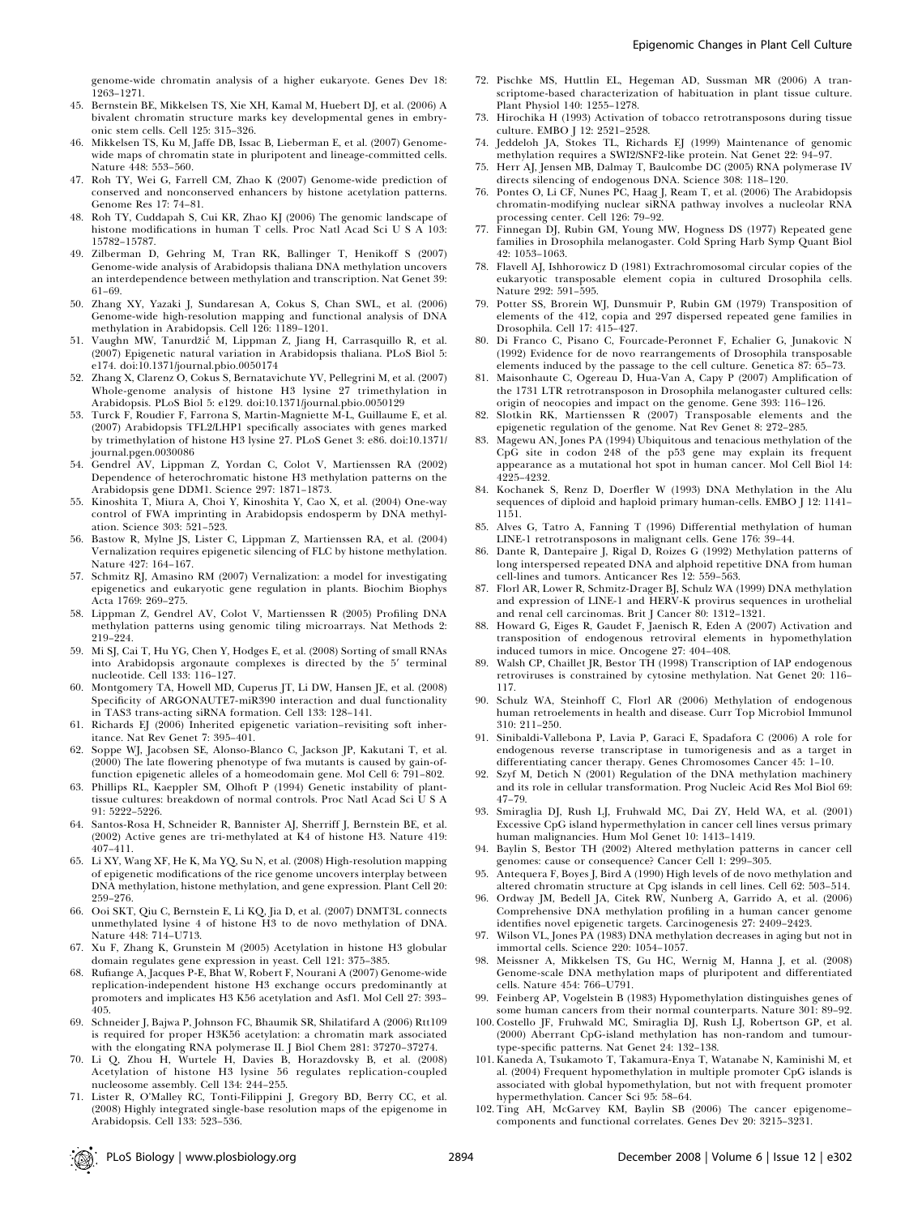genome-wide chromatin analysis of a higher eukaryote. Genes Dev 18: 1263–1271.

45. Bernstein BE, Mikkelsen TS, Xie XH, Kamal M, Huebert DJ, et al. (2006) A bivalent chromatin structure marks key developmental genes in embryonic stem cells. Cell 125: 315–326.
46. Mikkelsen TS, Ku M, Jaffe DB, Issac B, Lieberman E, et al. (2007) Genome-wide maps of chromatin state in pluripotent and lineage-committed cells. Nature 448: 553–560.
47. Roh TY, Wei G, Farrell CM, Zhao K (2007) Genome-wide prediction of conserved and nonconserved enhancers by histone acetylation patterns. Genome Res 17: 74–81.
48. Roh TY, Cuddapah S, Cui KR, Zhao KJ (2006) The genomic landscape of histone modifications in human T cells. Proc Natl Acad Sci U S A 103: 15782–15787.
49. Zilberman D, Gehring M, Tran RK, Ballinger T, Henikoff S (2007) Genome-wide analysis of Arabidopsis thaliana DNA methylation uncovers an interdependence between methylation and transcription. Nat Genet 39: 61–69.
50. Zhang XY, Yazaki J, Sundaresan A, Cokus S, Chan SWL, et al. (2006) Genome-wide high-resolution mapping and functional analysis of DNA methylation in Arabidopsis. Cell 126: 1189–1201.
51. Vaughn MW, Tanurdžić M, Lippman Z, Jiang H, Carrasquillo R, et al. (2007) Epigenetic natural variation in Arabidopsis thaliana. PLoS Biol 5: e174. doi:10.1371/journal.pbio.0050174
52. Zhang X, Clarenz O, Cokus S, Bernatavichute YV, Pellegrini M, et al. (2007) Whole-genome analysis of histone H3 lysine 27 trimethylation in Arabidopsis. PLoS Biol 5: e129. doi:10.1371/journal.pbio.0050129
53. Turck F, Roudier F, Farrona S, Martin-Magniette M-L, Guillaume E, et al. (2007) Arabidopsis TFL2/LHP1 specifically associates with genes marked by trimethylation of histone H3 lysine 27. PLoS Genet 3: e86. doi:10.1371/journal.pgen.0030086
54. Gendrel AV, Lippman Z, Yordan C, Colot V, Martienssen RA (2002) Dependence of heterochromatic histone H3 methylation patterns on the Arabidopsis gene DDM1. Science 297: 1871–1873.
55. Kinoshita T, Miura A, Choi Y, Kinoshita Y, Cao X, et al. (2004) One-way control of FWA imprinting in Arabidopsis endosperm by DNA methylation. Science 303: 521–523.
56. Bastow R, Mylne JS, Lister C, Lippman Z, Martienssen RA, et al. (2004) Vernalization requires epigenetic silencing of FLC by histone methylation. Nature 427: 164–167.
57. Schmitz RJ, Amasino RM (2007) Vernalization: a model for investigating epigenetics and eukaryotic gene regulation in plants. Biochim Biophys Acta 1769: 269–275.
58. Lippman Z, Gendrel AV, Colot V, Martienssen R (2005) Profiling DNA methylation patterns using genomic tiling microarrays. Nat Methods 2: 219–224.
59. Mi SJ, Cai T, Hu YG, Chen Y, Hodges E, et al. (2008) Sorting of small RNAs into Arabidopsis argonaute complexes is directed by the 5′ terminal nucleotide. Cell 133: 116–127.
60. Montgomery TA, Howell MD, Cuperus JT, Li DW, Hansen JE, et al. (2008) Specificity of ARGONAUTE7-miR390 interaction and dual functionality in TAS3 trans-acting siRNA formation. Cell 133: 128–141.
61. Richards EJ (2006) Inherited epigenetic variation–revisiting soft inheritance. Nat Rev Genet 7: 395–401.
62. Soppe WJ, Jacobsen SE, Alonso-Blanco C, Jackson JP, Kakutani T, et al. (2000) The late flowering phenotype of fwa mutants is caused by gain-of-function epigenetic alleles of a homeodomain gene. Mol Cell 6: 791–802.
63. Phillips RL, Kaeppler SM, Olhoft P (1994) Genetic instability of plant-tissue cultures: breakdown of normal controls. Proc Natl Acad Sci U S A 91: 5222–5226.
64. Santos-Rosa H, Schneider R, Bannister AJ, Sherriff J, Bernstein BE, et al. (2002) Active genes are tri-methylated at K4 of histone H3. Nature 419: 407–411.
65. Li XY, Wang XF, He K, Ma YQ, Su N, et al. (2008) High-resolution mapping of epigenetic modifications of the rice genome uncovers interplay between DNA methylation, histone methylation, and gene expression. Plant Cell 20: 259–276.
66. Ooi SKT, Qiu C, Bernstein E, Li KQ, Jia D, et al. (2007) DNMT3L connects unmethylated lysine 4 of histone H3 to de novo methylation of DNA. Nature 448: 714–U713.
67. Xu F, Zhang K, Grunstein M (2005) Acetylation in histone H3 globular domain regulates gene expression in yeast. Cell 121: 375–385.
68. Rufiange A, Jacques P-E, Bhat W, Robert F, Nourani A (2007) Genome-wide replication-independent histone H3 exchange occurs predominantly at promoters and implicates H3 K56 acetylation and Asf1. Mol Cell 27: 393–405.
69. Schneider J, Bajwa P, Johnson FC, Bhaumik SR, Shilatifard A (2006) Rtt109 is required for proper H3K56 acetylation: a chromatin mark associated with the elongating RNA polymerase II. J Biol Chem 281: 37270–37274.
70. Li Q, Zhou H, Wurtele H, Davies B, Horazdovsky B, et al. (2008) Acetylation of histone H3 lysine 56 regulates replication-coupled nucleosome assembly. Cell 134: 244–255.
71. Lister R, O'Malley RC, Tonti-Filippini J, Gregory BD, Berry CC, et al. (2008) Highly integrated single-base resolution maps of the epigenome in Arabidopsis. Cell 133: 523–536.
72. Pischke MS, Huttlin EL, Hegeman AD, Sussman MR (2006) A transcriptome-based characterization of habituation in plant tissue culture. Plant Physiol 140: 1255–1278.
73. Hirochika H (1993) Activation of tobacco retrotransposons during tissue culture. EMBO J 12: 2521–2528.
74. Jeddeloh JA, Stokes TL, Richards EJ (1999) Maintenance of genomic methylation requires a SWI2/SNF2-like protein. Nat Genet 22: 94–97.
75. Herr AJ, Jensen MB, Dalmay T, Baulcombe DC (2005) RNA polymerase IV directs silencing of endogenous DNA. Science 308: 118–120.
76. Pontes O, Li CF, Nunes PC, Haag J, Ream T, et al. (2006) The Arabidopsis chromatin-modifying nuclear siRNA pathway involves a nucleolar RNA processing center. Cell 126: 79–92.
77. Finnegan DJ, Rubin GM, Young MW, Hogness DS (1977) Repeated gene families in Drosophila melanogaster. Cold Spring Harb Symp Quant Biol 42: 1053–1063.
78. Flavell AJ, Ishhorowicz D (1981) Extrachromosomal circular copies of the eukaryotic transposable element copia in cultured Drosophila cells. Nature 292: 591–595.
79. Potter SS, Brorein WJ, Dunsmuir P, Rubin GM (1979) Transposition of elements of the 412, copia and 297 dispersed repeated gene families in Drosophila. Cell 17: 415–427.
80. Di Franco C, Pisano C, Fourcade-Peronnet F, Echalier G, Junakovic N (1992) Evidence for de novo rearrangements of Drosophila transposable elements induced by the passage to the cell culture. Genetica 87: 65–73.
81. Maisonhaute C, Ogereau D, Hua-Van A, Capy P (2007) Amplification of the 1731 LTR retrotransposon in Drosophila melanogaster cultured cells: origin of neocopies and impact on the genome. Gene 393: 116–126.
82. Slotkin RK, Martienssen R (2007) Transposable elements and the epigenetic regulation of the genome. Nat Rev Genet 8: 272–285.
83. Magewu AN, Jones PA (1994) Ubiquitous and tenacious methylation of the CpG site in codon 248 of the p53 gene may explain its frequent appearance as a mutational hot spot in human cancer. Mol Cell Biol 14: 4225–4232.
84. Kochanek S, Renz D, Doerfler W (1993) DNA Methylation in the Alu sequences of diploid and haploid primary human-cells. EMBO J 12: 1141–1151.
85. Alves G, Tatro A, Fanning T (1996) Differential methylation of human LINE-1 retrotransposons in malignant cells. Gene 176: 39–44.
86. Dante R, Dantepaire J, Rigal D, Roizes G (1992) Methylation patterns of long interspersed repeated DNA and alphoid repetitive DNA from human cell-lines and tumors. Anticancer Res 12: 559–563.
87. Florl AR, Lower R, Schmitz-Drager BJ, Schulz WA (1999) DNA methylation and expression of LINE-1 and HERV-K provirus sequences in urothelial and renal cell carcinomas. Brit J Cancer 80: 1312–1321.
88. Howard G, Eiges R, Gaudet F, Jaenisch R, Eden A (2007) Activation and transposition of endogenous retroviral elements in hypomethylation induced tumors in mice. Oncogene 27: 404–408.
89. Walsh CP, Chaillet JR, Bestor TH (1998) Transcription of IAP endogenous retroviruses is constrained by cytosine methylation. Nat Genet 20: 116–117.
90. Schulz WA, Steinhoff C, Florl AR (2006) Methylation of endogenous human retroelements in health and disease. Curr Top Microbiol Immunol 310: 211–250.
91. Sinibaldi-Vallebona P, Lavia P, Garaci E, Spadafora C (2006) A role for endogenous reverse transcriptase in tumorigenesis and as a target in differentiating cancer therapy. Genes Chromosomes Cancer 45: 1–10.
92. Szyf M, Detich N (2001) Regulation of the DNA methylation machinery and its role in cellular transformation. Prog Nucleic Acid Res Mol Biol 69: 47–79.
93. Smiraglia DJ, Rush LJ, Fruhwald MC, Dai ZY, Held WA, et al. (2001) Excessive CpG island hypermethylation in cancer cell lines versus primary human malignancies. Hum Mol Genet 10: 1413–1419.
94. Baylin S, Bestor TH (2002) Altered methylation patterns in cancer cell genomes: cause or consequence? Cancer Cell 1: 299–305.
95. Antequera F, Boyes J, Bird A (1990) High levels of de novo methylation and altered chromatin structure at Cpg islands in cell lines. Cell 62: 503–514.
96. Ordway JM, Bedell JA, Citek RW, Nunberg A, Garrido A, et al. (2006) Comprehensive DNA methylation profiling in a human cancer genome identifies novel epigenetic targets. Carcinogenesis 27: 2409–2423.
97. Wilson VL, Jones PA (1983) DNA methylation decreases in aging but not in immortal cells. Science 220: 1054–1057.
98. Meissner A, Mikkelsen TS, Gu HC, Wernig M, Hanna J, et al. (2008) Genome-scale DNA methylation maps of pluripotent and differentiated cells. Nature 454: 766–U791.
99. Feinberg AP, Vogelstein B (1983) Hypomethylation distinguishes genes of some human cancers from their normal counterparts. Nature 301: 89–92.
100. Costello JF, Fruhwald MC, Smiraglia DJ, Rush LJ, Robertson GP, et al. (2000) Aberrant CpG-island methylation has non-random and tumour-type-specific patterns. Nat Genet 24: 132–138.
101. Kaneda A, Tsukamoto T, Takamura-Enya T, Watanabe N, Kaminishi M, et al. (2004) Frequent hypomethylation in multiple promoter CpG islands is associated with global hypomethylation, but not with frequent promoter hypermethylation. Cancer Sci 95: 58–64.
102. Ting AH, McGarvey KM, Baylin SB (2006) The cancer epigenome–components and functional correlates. Genes Dev 20: 3215–3231.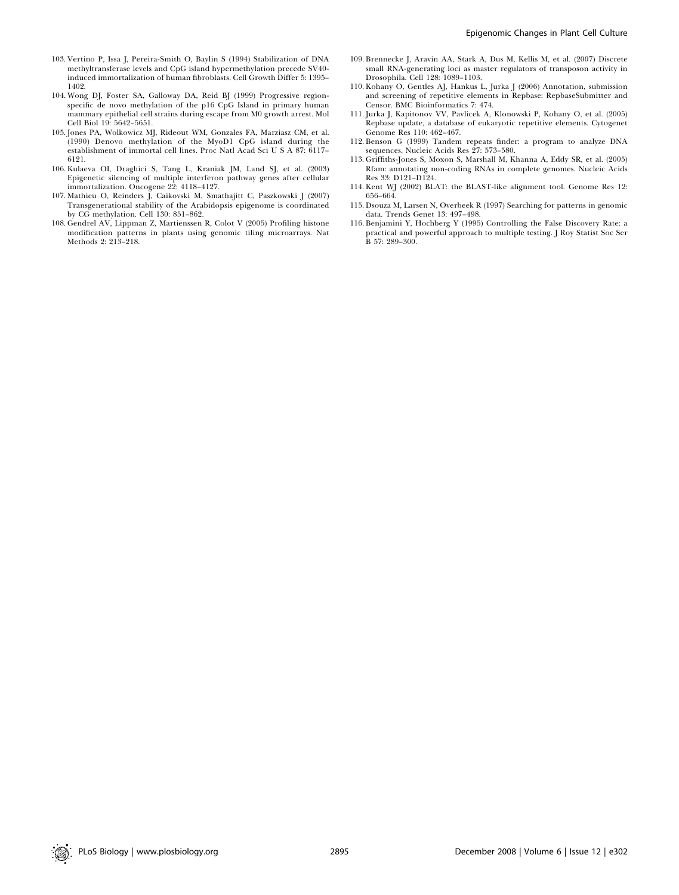103. Vertino P, Issa J, Pereira-Smith O, Baylin S (1994) Stabilization of DNA methyltransferase levels and CpG island hypermethylation precede SV40-induced immortalization of human fibroblasts. Cell Growth Differ 5: 1395–1402.

104. Wong DJ, Foster SA, Galloway DA, Reid BJ (1999) Progressive region-specific de novo methylation of the p16 CpG Island in primary human mammary epithelial cell strains during escape from M0 growth arrest. Mol Cell Biol 19: 5642–5651.

105. Jones PA, Wolkowicz MJ, Rideout WM, Gonzales FA, Marziasz CM, et al. (1990) Denovo methylation of the MyoD1 CpG island during the establishment of immortal cell lines. Proc Natl Acad Sci U S A 87: 6117–6121.

106. Kulaeva OI, Draghici S, Tang L, Kraniak JM, Land SJ, et al. (2003) Epigenetic silencing of multiple interferon pathway genes after cellular immortalization. Oncogene 22: 4118–4127.

107. Mathieu O, Reinders J, Caikovski M, Smathajitt C, Paszkowski J (2007) Transgenerational stability of the Arabidopsis epigenome is coordinated by CG methylation. Cell 130: 851–862.

108. Gendrel AV, Lippman Z, Martienssen R, Colot V (2005) Profiling histone modification patterns in plants using genomic tiling microarrays. Nat Methods 2: 213–218.

109. Brennecke J, Aravin AA, Stark A, Dus M, Kellis M, et al. (2007) Discrete small RNA-generating loci as master regulators of transposon activity in Drosophila. Cell 128: 1089–1103.

110. Kohany O, Gentles AJ, Hankus L, Jurka J (2006) Annotation, submission and screening of repetitive elements in Repbase: RepbaseSubmitter and Censor. BMC Bioinformatics 7: 474.

111. Jurka J, Kapitonov VV, Pavlicek A, Klonowski P, Kohany O, et al. (2005) Repbase update, a database of eukaryotic repetitive elements. Cytogenet Genome Res 110: 462–467.

112. Benson G (1999) Tandem repeats finder: a program to analyze DNA sequences. Nucleic Acids Res 27: 573–580.

113. Griffiths-Jones S, Moxon S, Marshall M, Khanna A, Eddy SR, et al. (2005) Rfam: annotating non-coding RNAs in complete genomes. Nucleic Acids Res 33: D121–D124.

114. Kent WJ (2002) BLAT: the BLAST-like alignment tool. Genome Res 12: 656–664.

115. Dsouza M, Larsen N, Overbeek R (1997) Searching for patterns in genomic data. Trends Genet 13: 497–498.

116. Benjamini Y, Hochberg Y (1995) Controlling the False Discovery Rate: a practical and powerful approach to multiple testing. J Roy Statist Soc Ser B 57: 289–300.